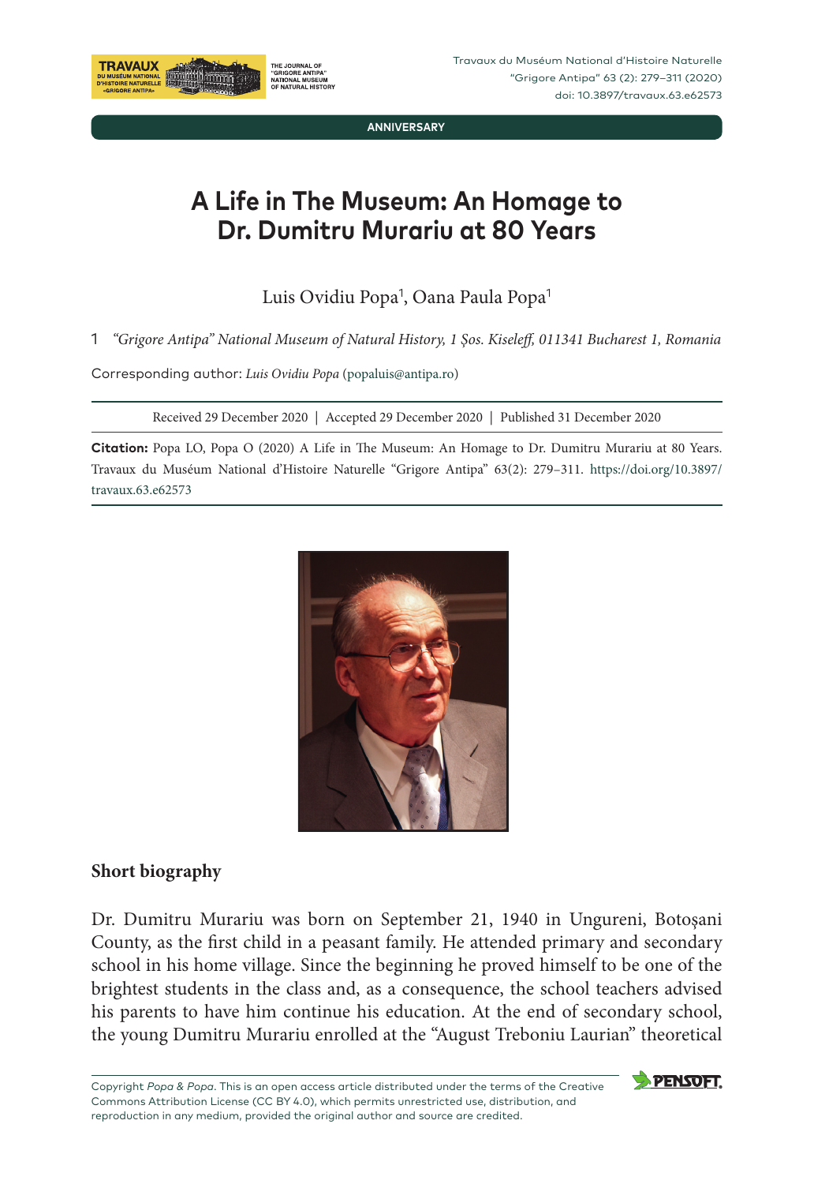ANNIVERSARY

# A Life in The Museum: An Homage to Dr. Dumitru Murariu at 80 Years

Luis Ovidiu Popa[1], Oana Paula Popa[1]

1 *"Grigore Antipa" National Museum of Natural History, 1 Şos. Kiseleff, 011341 Bucharest 1, Romania*

Corresponding author: *Luis Ovidiu Popa* (popaluis@antipa.ro)

Received 29 December 2020 | Accepted 29 December 2020 | Published 31 December 2020

**Citation:** Popa LO, Popa O (2020) A Life in The Museum: An Homage to Dr. Dumitru Murariu at 80 Years. Travaux du Muséum National d'Histoire Naturelle "Grigore Antipa" 63(2): 279–311. https://doi.org/10.3897/travaux.63.e62573

## Short biography

Dr. Dumitru Murariu was born on September 21, 1940 in Ungureni, Botoşani County, as the first child in a peasant family. He attended primary and secondary school in his home village. Since the beginning he proved himself to be one of the brightest students in the class and, as a consequence, the school teachers advised his parents to have him continue his education. At the end of secondary school, the young Dumitru Murariu enrolled at the "August Treboniu Laurian" theoretical

Copyright *Popa & Popa*. This is an open access article distributed under the terms of the Creative Commons Attribution License (CC BY 4.0), which permits unrestricted use, distribution, and reproduction in any medium, provided the original author and source are credited.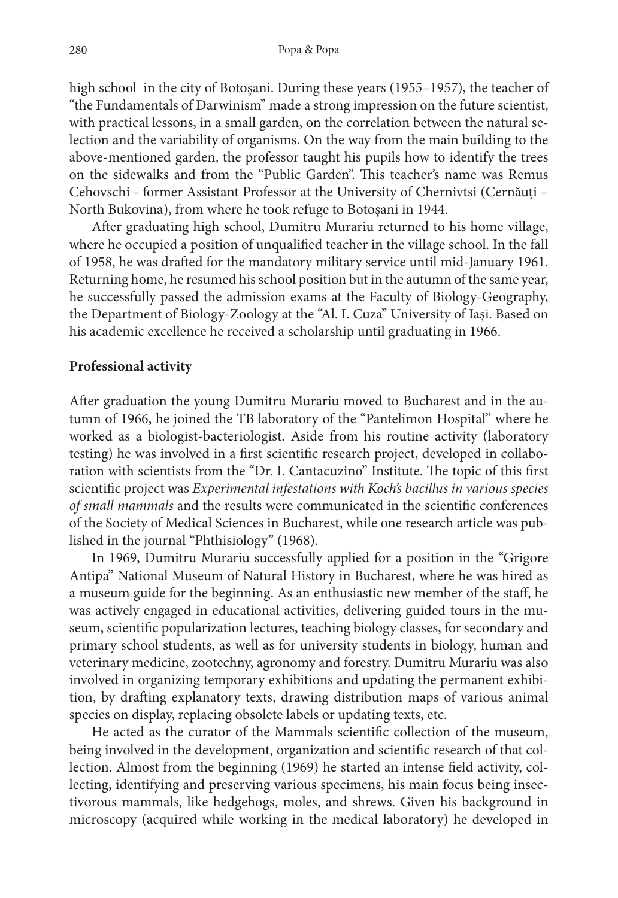high school in the city of Botoșani. During these years (1955–1957), the teacher of "the Fundamentals of Darwinism" made a strong impression on the future scientist, with practical lessons, in a small garden, on the correlation between the natural selection and the variability of organisms. On the way from the main building to the above-mentioned garden, the professor taught his pupils how to identify the trees on the sidewalks and from the "Public Garden". This teacher's name was Remus Cehovschi - former Assistant Professor at the University of Chernivtsi (Cernăuți – North Bukovina), from where he took refuge to Botoșani in 1944.

After graduating high school, Dumitru Murariu returned to his home village, where he occupied a position of unqualified teacher in the village school. In the fall of 1958, he was drafted for the mandatory military service until mid-January 1961. Returning home, he resumed his school position but in the autumn of the same year, he successfully passed the admission exams at the Faculty of Biology-Geography, the Department of Biology-Zoology at the "Al. I. Cuza" University of Iași. Based on his academic excellence he received a scholarship until graduating in 1966.

## Professional activity

After graduation the young Dumitru Murariu moved to Bucharest and in the autumn of 1966, he joined the TB laboratory of the "Pantelimon Hospital" where he worked as a biologist-bacteriologist. Aside from his routine activity (laboratory testing) he was involved in a first scientific research project, developed in collaboration with scientists from the "Dr. I. Cantacuzino" Institute. The topic of this first scientific project was *Experimental infestations with Koch's bacillus in various species of small mammals* and the results were communicated in the scientific conferences of the Society of Medical Sciences in Bucharest, while one research article was published in the journal "Phthisiology" (1968).

In 1969, Dumitru Murariu successfully applied for a position in the "Grigore Antipa" National Museum of Natural History in Bucharest, where he was hired as a museum guide for the beginning. As an enthusiastic new member of the staff, he was actively engaged in educational activities, delivering guided tours in the museum, scientific popularization lectures, teaching biology classes, for secondary and primary school students, as well as for university students in biology, human and veterinary medicine, zootechny, agronomy and forestry. Dumitru Murariu was also involved in organizing temporary exhibitions and updating the permanent exhibition, by drafting explanatory texts, drawing distribution maps of various animal species on display, replacing obsolete labels or updating texts, etc.

He acted as the curator of the Mammals scientific collection of the museum, being involved in the development, organization and scientific research of that collection. Almost from the beginning (1969) he started an intense field activity, collecting, identifying and preserving various specimens, his main focus being insectivorous mammals, like hedgehogs, moles, and shrews. Given his background in microscopy (acquired while working in the medical laboratory) he developed in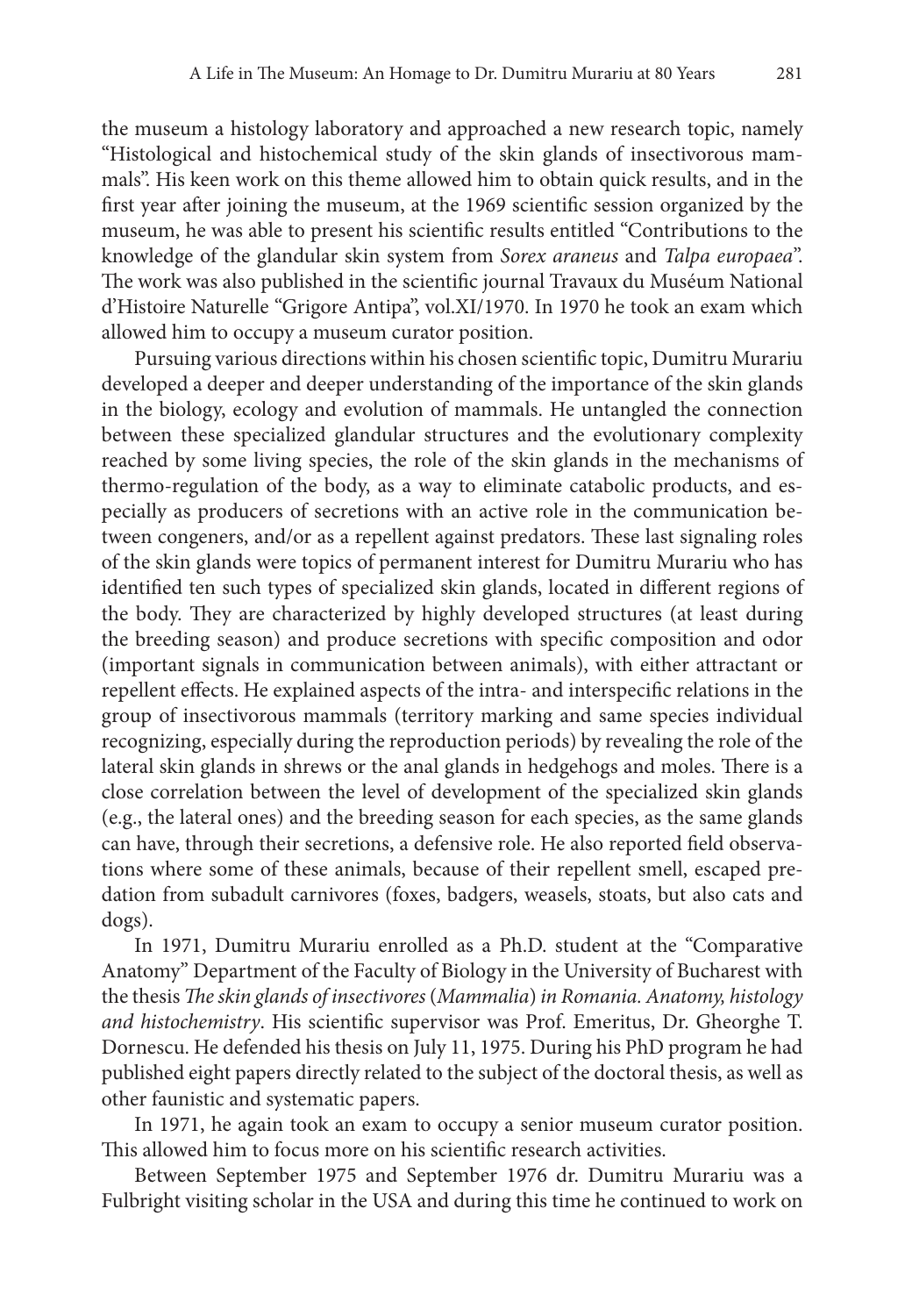the museum a histology laboratory and approached a new research topic, namely "Histological and histochemical study of the skin glands of insectivorous mammals". His keen work on this theme allowed him to obtain quick results, and in the first year after joining the museum, at the 1969 scientific session organized by the museum, he was able to present his scientific results entitled "Contributions to the knowledge of the glandular skin system from *Sorex araneus* and *Talpa europaea*". The work was also published in the scientific journal Travaux du Muséum National d'Histoire Naturelle "Grigore Antipa", vol.XI/1970. In 1970 he took an exam which allowed him to occupy a museum curator position.

Pursuing various directions within his chosen scientific topic, Dumitru Murariu developed a deeper and deeper understanding of the importance of the skin glands in the biology, ecology and evolution of mammals. He untangled the connection between these specialized glandular structures and the evolutionary complexity reached by some living species, the role of the skin glands in the mechanisms of thermo-regulation of the body, as a way to eliminate catabolic products, and especially as producers of secretions with an active role in the communication between congeners, and/or as a repellent against predators. These last signaling roles of the skin glands were topics of permanent interest for Dumitru Murariu who has identified ten such types of specialized skin glands, located in different regions of the body. They are characterized by highly developed structures (at least during the breeding season) and produce secretions with specific composition and odor (important signals in communication between animals), with either attractant or repellent effects. He explained aspects of the intra- and interspecific relations in the group of insectivorous mammals (territory marking and same species individual recognizing, especially during the reproduction periods) by revealing the role of the lateral skin glands in shrews or the anal glands in hedgehogs and moles. There is a close correlation between the level of development of the specialized skin glands (e.g., the lateral ones) and the breeding season for each species, as the same glands can have, through their secretions, a defensive role. He also reported field observations where some of these animals, because of their repellent smell, escaped predation from subadult carnivores (foxes, badgers, weasels, stoats, but also cats and dogs).

In 1971, Dumitru Murariu enrolled as a Ph.D. student at the "Comparative Anatomy" Department of the Faculty of Biology in the University of Bucharest with the thesis *The skin glands of insectivores (Mammalia) in Romania. Anatomy, histology and histochemistry*. His scientific supervisor was Prof. Emeritus, Dr. Gheorghe T. Dornescu. He defended his thesis on July 11, 1975. During his PhD program he had published eight papers directly related to the subject of the doctoral thesis, as well as other faunistic and systematic papers.

In 1971, he again took an exam to occupy a senior museum curator position. This allowed him to focus more on his scientific research activities.

Between September 1975 and September 1976 dr. Dumitru Murariu was a Fulbright visiting scholar in the USA and during this time he continued to work on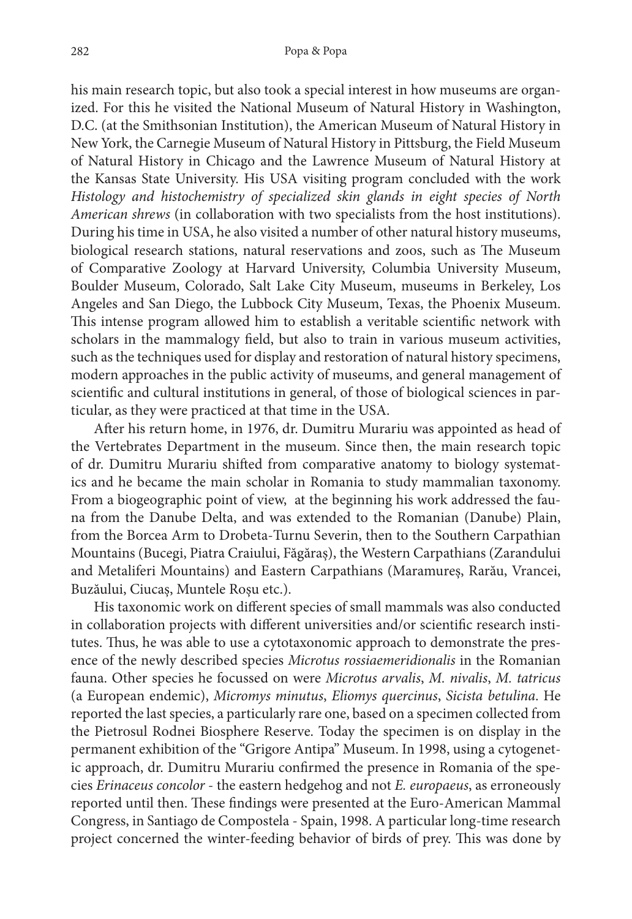his main research topic, but also took a special interest in how museums are organized. For this he visited the National Museum of Natural History in Washington, D.C. (at the Smithsonian Institution), the American Museum of Natural History in New York, the Carnegie Museum of Natural History in Pittsburg, the Field Museum of Natural History in Chicago and the Lawrence Museum of Natural History at the Kansas State University. His USA visiting program concluded with the work *Histology and histochemistry of specialized skin glands in eight species of North American shrews* (in collaboration with two specialists from the host institutions). During his time in USA, he also visited a number of other natural history museums, biological research stations, natural reservations and zoos, such as The Museum of Comparative Zoology at Harvard University, Columbia University Museum, Boulder Museum, Colorado, Salt Lake City Museum, museums in Berkeley, Los Angeles and San Diego, the Lubbock City Museum, Texas, the Phoenix Museum. This intense program allowed him to establish a veritable scientific network with scholars in the mammalogy field, but also to train in various museum activities, such as the techniques used for display and restoration of natural history specimens, modern approaches in the public activity of museums, and general management of scientific and cultural institutions in general, of those of biological sciences in particular, as they were practiced at that time in the USA.

After his return home, in 1976, dr. Dumitru Murariu was appointed as head of the Vertebrates Department in the museum. Since then, the main research topic of dr. Dumitru Murariu shifted from comparative anatomy to biology systematics and he became the main scholar in Romania to study mammalian taxonomy. From a biogeographic point of view, at the beginning his work addressed the fauna from the Danube Delta, and was extended to the Romanian (Danube) Plain, from the Borcea Arm to Drobeta-Turnu Severin, then to the Southern Carpathian Mountains (Bucegi, Piatra Craiului, Făgăraș), the Western Carpathians (Zarandului and Metaliferi Mountains) and Eastern Carpathians (Maramureş, Rarău, Vrancei, Buzăului, Ciucaş, Muntele Roșu etc.).

His taxonomic work on different species of small mammals was also conducted in collaboration projects with different universities and/or scientific research institutes. Thus, he was able to use a cytotaxonomic approach to demonstrate the presence of the newly described species *Microtus rossiaemeridionalis* in the Romanian fauna. Other species he focussed on were *Microtus arvalis*, *M. nivalis*, *M. tatricus* (a European endemic), *Micromys minutus*, *Eliomys quercinus*, *Sicista betulina*. He reported the last species, a particularly rare one, based on a specimen collected from the Pietrosul Rodnei Biosphere Reserve. Today the specimen is on display in the permanent exhibition of the "Grigore Antipa" Museum. In 1998, using a cytogenetic approach, dr. Dumitru Murariu confirmed the presence in Romania of the species *Erinaceus concolor* - the eastern hedgehog and not *E. europaeus*, as erroneously reported until then. These findings were presented at the Euro-American Mammal Congress, in Santiago de Compostela - Spain, 1998. A particular long-time research project concerned the winter-feeding behavior of birds of prey. This was done by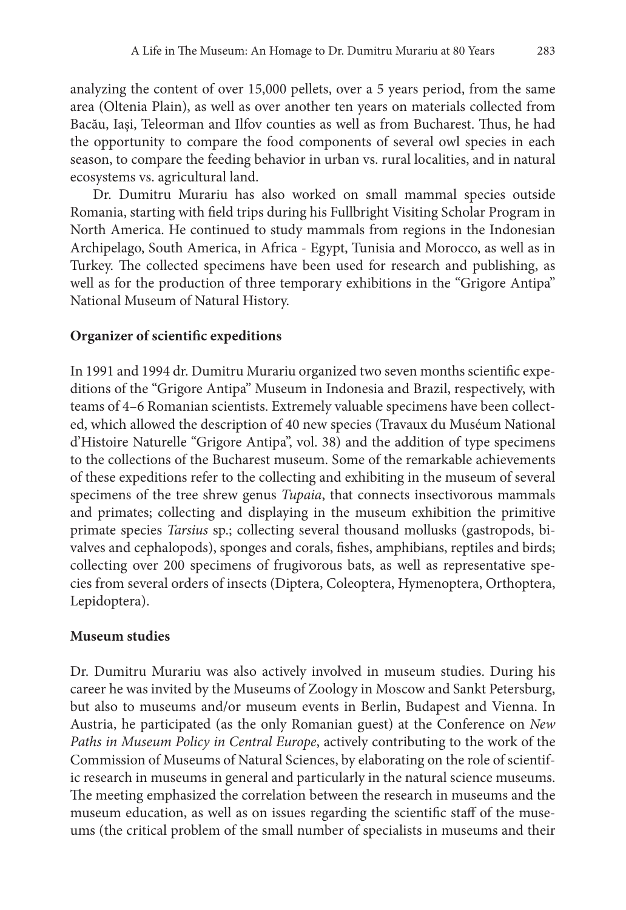analyzing the content of over 15,000 pellets, over a 5 years period, from the same area (Oltenia Plain), as well as over another ten years on materials collected from Bacău, Iași, Teleorman and Ilfov counties as well as from Bucharest. Thus, he had the opportunity to compare the food components of several owl species in each season, to compare the feeding behavior in urban vs. rural localities, and in natural ecosystems vs. agricultural land.

Dr. Dumitru Murariu has also worked on small mammal species outside Romania, starting with field trips during his Fullbright Visiting Scholar Program in North America. He continued to study mammals from regions in the Indonesian Archipelago, South America, in Africa - Egypt, Tunisia and Morocco, as well as in Turkey. The collected specimens have been used for research and publishing, as well as for the production of three temporary exhibitions in the "Grigore Antipa" National Museum of Natural History.

**Organizer of scientific expeditions**

In 1991 and 1994 dr. Dumitru Murariu organized two seven months scientific expeditions of the "Grigore Antipa" Museum in Indonesia and Brazil, respectively, with teams of 4–6 Romanian scientists. Extremely valuable specimens have been collected, which allowed the description of 40 new species (Travaux du Muséum National d'Histoire Naturelle "Grigore Antipa", vol. 38) and the addition of type specimens to the collections of the Bucharest museum. Some of the remarkable achievements of these expeditions refer to the collecting and exhibiting in the museum of several specimens of the tree shrew genus *Tupaia*, that connects insectivorous mammals and primates; collecting and displaying in the museum exhibition the primitive primate species *Tarsius* sp.; collecting several thousand mollusks (gastropods, bivalves and cephalopods), sponges and corals, fishes, amphibians, reptiles and birds; collecting over 200 specimens of frugivorous bats, as well as representative species from several orders of insects (Diptera, Coleoptera, Hymenoptera, Orthoptera, Lepidoptera).

**Museum studies**

Dr. Dumitru Murariu was also actively involved in museum studies. During his career he was invited by the Museums of Zoology in Moscow and Sankt Petersburg, but also to museums and/or museum events in Berlin, Budapest and Vienna. In Austria, he participated (as the only Romanian guest) at the Conference on *New Paths in Museum Policy in Central Europe*, actively contributing to the work of the Commission of Museums of Natural Sciences, by elaborating on the role of scientific research in museums in general and particularly in the natural science museums. The meeting emphasized the correlation between the research in museums and the museum education, as well as on issues regarding the scientific staff of the museums (the critical problem of the small number of specialists in museums and their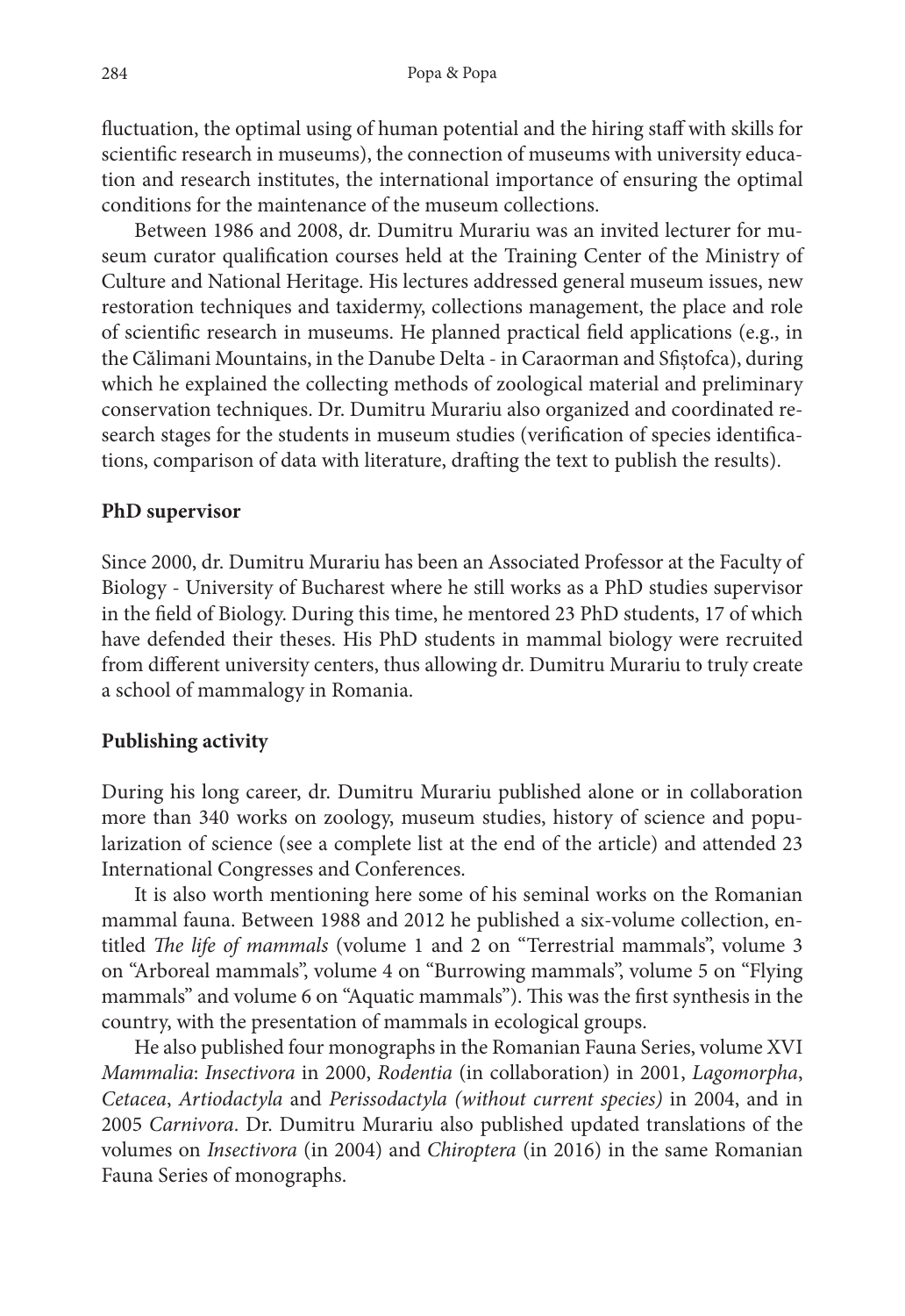fluctuation, the optimal using of human potential and the hiring staff with skills for scientific research in museums), the connection of museums with university education and research institutes, the international importance of ensuring the optimal conditions for the maintenance of the museum collections.

Between 1986 and 2008, dr. Dumitru Murariu was an invited lecturer for museum curator qualification courses held at the Training Center of the Ministry of Culture and National Heritage. His lectures addressed general museum issues, new restoration techniques and taxidermy, collections management, the place and role of scientific research in museums. He planned practical field applications (e.g., in the Călimani Mountains, in the Danube Delta - in Caraorman and Sfiştofca), during which he explained the collecting methods of zoological material and preliminary conservation techniques. Dr. Dumitru Murariu also organized and coordinated research stages for the students in museum studies (verification of species identifications, comparison of data with literature, drafting the text to publish the results).

**PhD supervisor**

Since 2000, dr. Dumitru Murariu has been an Associated Professor at the Faculty of Biology - University of Bucharest where he still works as a PhD studies supervisor in the field of Biology. During this time, he mentored 23 PhD students, 17 of which have defended their theses. His PhD students in mammal biology were recruited from different university centers, thus allowing dr. Dumitru Murariu to truly create a school of mammalogy in Romania.

**Publishing activity**

During his long career, dr. Dumitru Murariu published alone or in collaboration more than 340 works on zoology, museum studies, history of science and popularization of science (see a complete list at the end of the article) and attended 23 International Congresses and Conferences.

It is also worth mentioning here some of his seminal works on the Romanian mammal fauna. Between 1988 and 2012 he published a six-volume collection, entitled *The life of mammals* (volume 1 and 2 on "Terrestrial mammals", volume 3 on "Arboreal mammals", volume 4 on "Burrowing mammals", volume 5 on "Flying mammals" and volume 6 on "Aquatic mammals"). This was the first synthesis in the country, with the presentation of mammals in ecological groups.

He also published four monographs in the Romanian Fauna Series, volume XVI *Mammalia*: *Insectivora* in 2000, *Rodentia* (in collaboration) in 2001, *Lagomorpha*, *Cetacea*, *Artiodactyla* and *Perissodactyla (without current species)* in 2004, and in 2005 *Carnivora*. Dr. Dumitru Murariu also published updated translations of the volumes on *Insectivora* (in 2004) and *Chiroptera* (in 2016) in the same Romanian Fauna Series of monographs.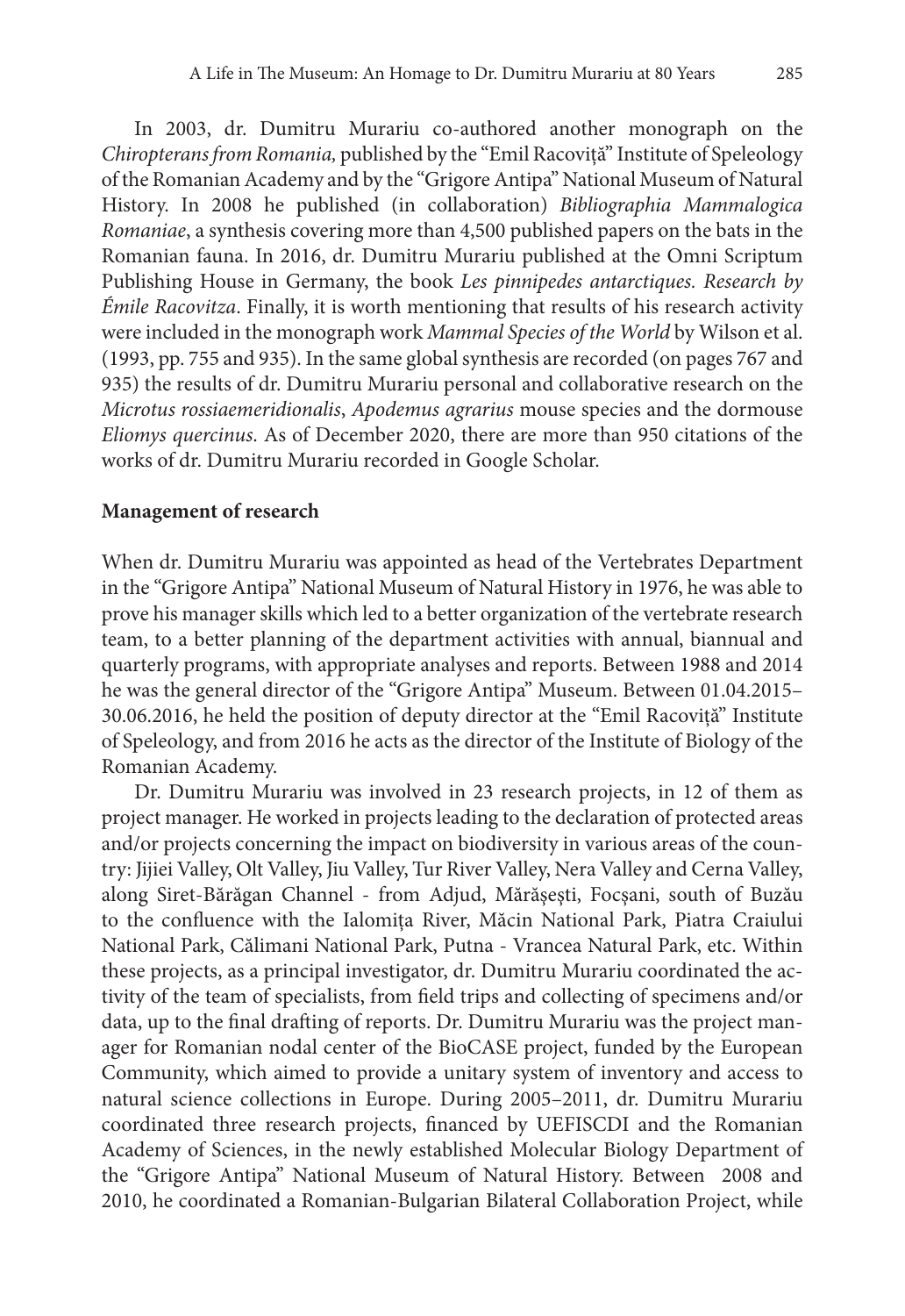In 2003, dr. Dumitru Murariu co-authored another monograph on the *Chiropterans from Romania,* published by the "Emil Racoviță" Institute of Speleology of the Romanian Academy and by the "Grigore Antipa" National Museum of Natural History. In 2008 he published (in collaboration) *Bibliographia Mammalogica Romaniae*, a synthesis covering more than 4,500 published papers on the bats in the Romanian fauna. In 2016, dr. Dumitru Murariu published at the Omni Scriptum Publishing House in Germany, the book *Les pinnipedes antarctiques. Research by Émile Racovitza*. Finally, it is worth mentioning that results of his research activity were included in the monograph work *Mammal Species of the World* by Wilson et al. (1993, pp. 755 and 935). In the same global synthesis are recorded (on pages 767 and 935) the results of dr. Dumitru Murariu personal and collaborative research on the *Microtus rossiaemeridionalis*, *Apodemus agrarius* mouse species and the dormouse *Eliomys quercinus*. As of December 2020, there are more than 950 citations of the works of dr. Dumitru Murariu recorded in Google Scholar.

**Management of research**

When dr. Dumitru Murariu was appointed as head of the Vertebrates Department in the "Grigore Antipa" National Museum of Natural History in 1976, he was able to prove his manager skills which led to a better organization of the vertebrate research team, to a better planning of the department activities with annual, biannual and quarterly programs, with appropriate analyses and reports. Between 1988 and 2014 he was the general director of the "Grigore Antipa" Museum. Between 01.04.2015–30.06.2016, he held the position of deputy director at the "Emil Racoviță" Institute of Speleology, and from 2016 he acts as the director of the Institute of Biology of the Romanian Academy.

Dr. Dumitru Murariu was involved in 23 research projects, in 12 of them as project manager. He worked in projects leading to the declaration of protected areas and/or projects concerning the impact on biodiversity in various areas of the country: Jijiei Valley, Olt Valley, Jiu Valley, Tur River Valley, Nera Valley and Cerna Valley, along Siret-Bărăgan Channel - from Adjud, Mărășești, Focșani, south of Buzău to the confluence with the Ialomița River, Măcin National Park, Piatra Craiului National Park, Călimani National Park, Putna - Vrancea Natural Park, etc. Within these projects, as a principal investigator, dr. Dumitru Murariu coordinated the activity of the team of specialists, from field trips and collecting of specimens and/or data, up to the final drafting of reports. Dr. Dumitru Murariu was the project manager for Romanian nodal center of the BioCASE project, funded by the European Community, which aimed to provide a unitary system of inventory and access to natural science collections in Europe. During 2005–2011, dr. Dumitru Murariu coordinated three research projects, financed by UEFISCDI and the Romanian Academy of Sciences, in the newly established Molecular Biology Department of the "Grigore Antipa" National Museum of Natural History. Between 2008 and 2010, he coordinated a Romanian-Bulgarian Bilateral Collaboration Project, while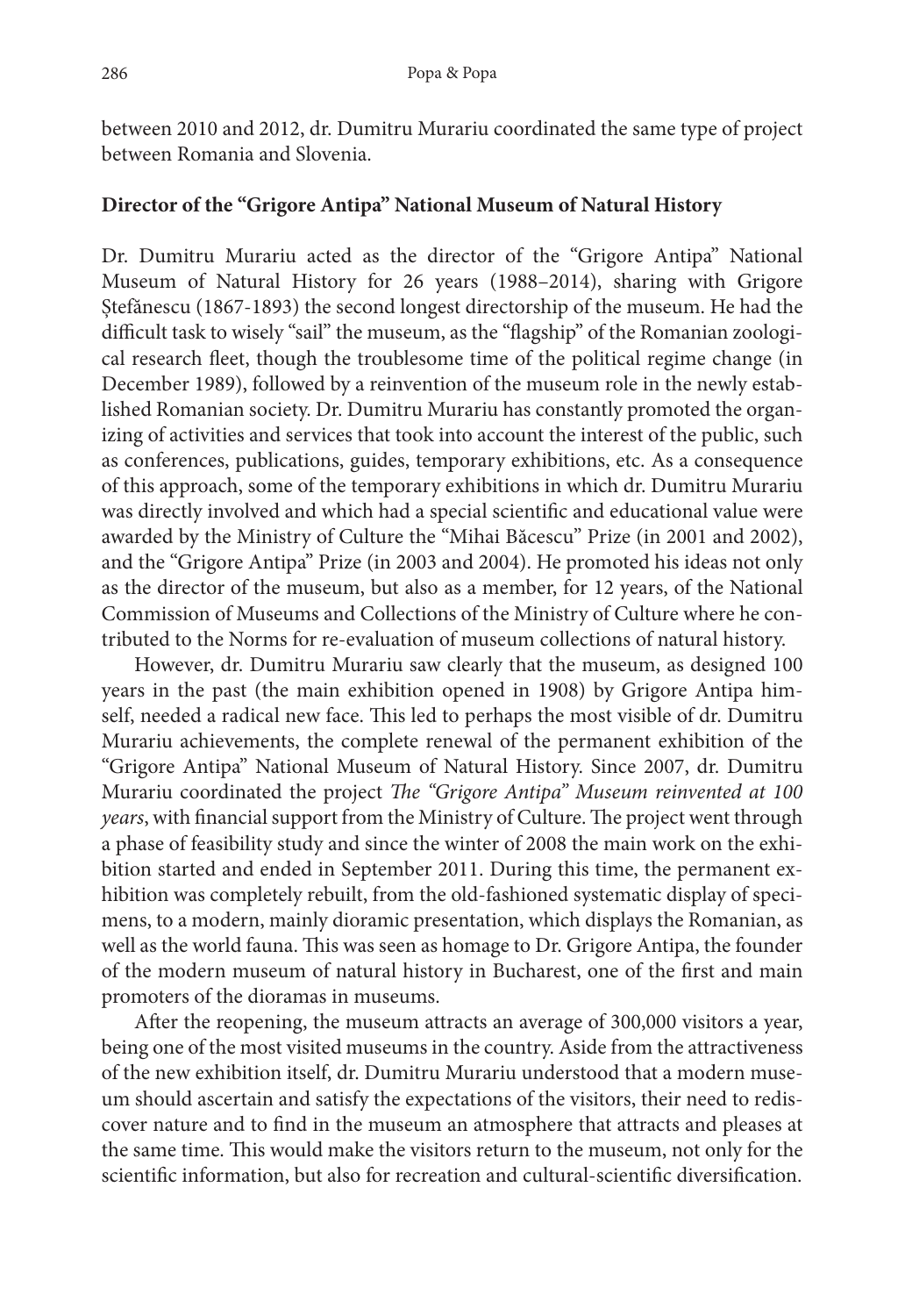between 2010 and 2012, dr. Dumitru Murariu coordinated the same type of project between Romania and Slovenia.

**Director of the "Grigore Antipa" National Museum of Natural History**

Dr. Dumitru Murariu acted as the director of the "Grigore Antipa" National Museum of Natural History for 26 years (1988–2014), sharing with Grigore Ștefănescu (1867-1893) the second longest directorship of the museum. He had the difficult task to wisely "sail" the museum, as the "flagship" of the Romanian zoological research fleet, though the troublesome time of the political regime change (in December 1989), followed by a reinvention of the museum role in the newly established Romanian society. Dr. Dumitru Murariu has constantly promoted the organizing of activities and services that took into account the interest of the public, such as conferences, publications, guides, temporary exhibitions, etc. As a consequence of this approach, some of the temporary exhibitions in which dr. Dumitru Murariu was directly involved and which had a special scientific and educational value were awarded by the Ministry of Culture the "Mihai Băcescu" Prize (in 2001 and 2002), and the "Grigore Antipa" Prize (in 2003 and 2004). He promoted his ideas not only as the director of the museum, but also as a member, for 12 years, of the National Commission of Museums and Collections of the Ministry of Culture where he contributed to the Norms for re-evaluation of museum collections of natural history.

However, dr. Dumitru Murariu saw clearly that the museum, as designed 100 years in the past (the main exhibition opened in 1908) by Grigore Antipa himself, needed a radical new face. This led to perhaps the most visible of dr. Dumitru Murariu achievements, the complete renewal of the permanent exhibition of the "Grigore Antipa" National Museum of Natural History. Since 2007, dr. Dumitru Murariu coordinated the project *The "Grigore Antipa" Museum reinvented at 100 years*, with financial support from the Ministry of Culture. The project went through a phase of feasibility study and since the winter of 2008 the main work on the exhibition started and ended in September 2011. During this time, the permanent exhibition was completely rebuilt, from the old-fashioned systematic display of specimens, to a modern, mainly dioramic presentation, which displays the Romanian, as well as the world fauna. This was seen as homage to Dr. Grigore Antipa, the founder of the modern museum of natural history in Bucharest, one of the first and main promoters of the dioramas in museums.

After the reopening, the museum attracts an average of 300,000 visitors a year, being one of the most visited museums in the country. Aside from the attractiveness of the new exhibition itself, dr. Dumitru Murariu understood that a modern museum should ascertain and satisfy the expectations of the visitors, their need to rediscover nature and to find in the museum an atmosphere that attracts and pleases at the same time. This would make the visitors return to the museum, not only for the scientific information, but also for recreation and cultural-scientific diversification.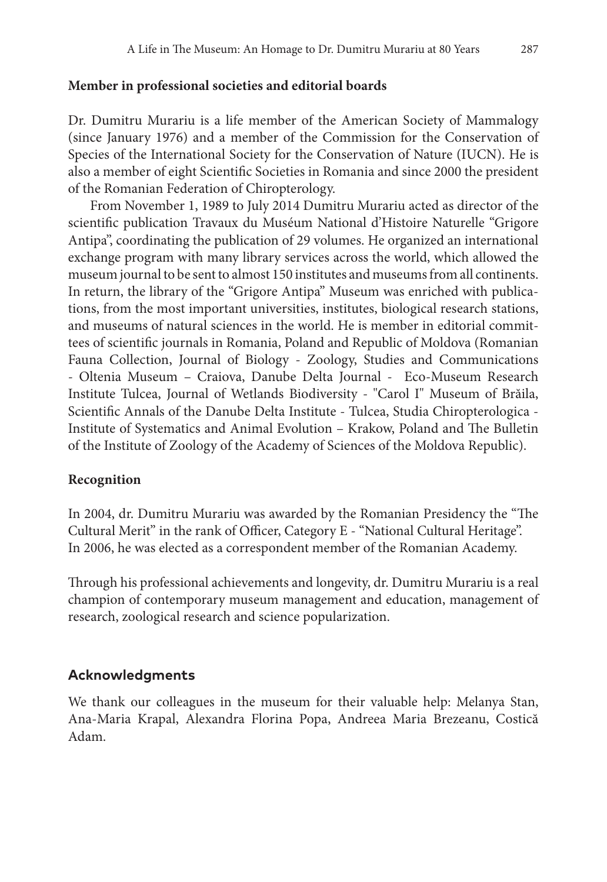**Member in professional societies and editorial boards**

Dr. Dumitru Murariu is a life member of the American Society of Mammalogy (since January 1976) and a member of the Commission for the Conservation of Species of the International Society for the Conservation of Nature (IUCN). He is also a member of eight Scientific Societies in Romania and since 2000 the president of the Romanian Federation of Chiropterology.

From November 1, 1989 to July 2014 Dumitru Murariu acted as director of the scientific publication Travaux du Muséum National d'Histoire Naturelle "Grigore Antipa", coordinating the publication of 29 volumes. He organized an international exchange program with many library services across the world, which allowed the museum journal to be sent to almost 150 institutes and museums from all continents. In return, the library of the "Grigore Antipa" Museum was enriched with publications, from the most important universities, institutes, biological research stations, and museums of natural sciences in the world. He is member in editorial committees of scientific journals in Romania, Poland and Republic of Moldova (Romanian Fauna Collection, Journal of Biology - Zoology, Studies and Communications - Oltenia Museum – Craiova, Danube Delta Journal - Eco-Museum Research Institute Tulcea, Journal of Wetlands Biodiversity - "Carol I" Museum of Brăila, Scientific Annals of the Danube Delta Institute - Tulcea, Studia Chiropterologica - Institute of Systematics and Animal Evolution – Krakow, Poland and The Bulletin of the Institute of Zoology of the Academy of Sciences of the Moldova Republic).

**Recognition**

In 2004, dr. Dumitru Murariu was awarded by the Romanian Presidency the "The Cultural Merit" in the rank of Officer, Category E - "National Cultural Heritage". In 2006, he was elected as a correspondent member of the Romanian Academy.

Through his professional achievements and longevity, dr. Dumitru Murariu is a real champion of contemporary museum management and education, management of research, zoological research and science popularization.

## Acknowledgments

We thank our colleagues in the museum for their valuable help: Melanya Stan, Ana-Maria Krapal, Alexandra Florina Popa, Andreea Maria Brezeanu, Costică Adam.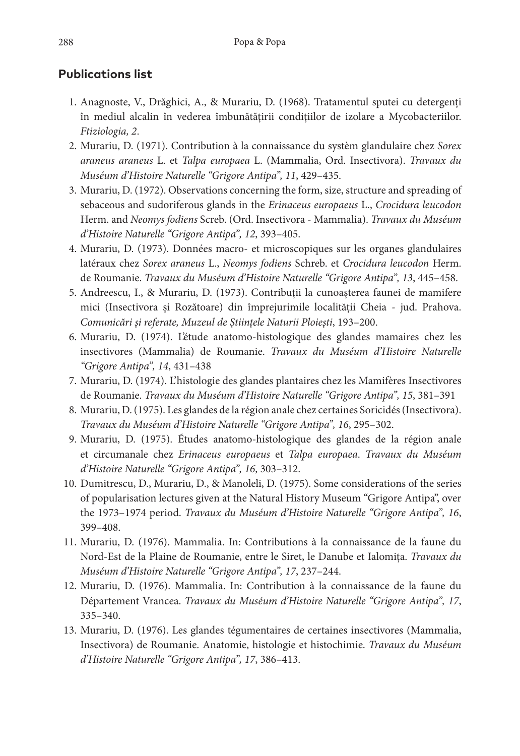## Publications list

1. Anagnoste, V., Drăghici, A., & Murariu, D. (1968). Tratamentul sputei cu detergenți în mediul alcalin în vederea îmbunătățirii condițiilor de izolare a Mycobacteriilor. *Ftiziologia, 2*.
2. Murariu, D. (1971). Contribution à la connaissance du systèm glandulaire chez *Sorex araneus araneus* L. et *Talpa europaea* L. (Mammalia, Ord. Insectivora). *Travaux du Muséum d'Histoire Naturelle "Grigore Antipa", 11*, 429–435.
3. Murariu, D. (1972). Observations concerning the form, size, structure and spreading of sebaceous and sudoriferous glands in the *Erinaceus europaeus* L., *Crocidura leucodon* Herm. and *Neomys fodiens* Screb. (Ord. Insectivora - Mammalia). *Travaux du Muséum d'Histoire Naturelle "Grigore Antipa", 12*, 393–405.
4. Murariu, D. (1973). Données macro- et microscopiques sur les organes glandulaires latéraux chez *Sorex araneus* L., *Neomys fodiens* Schreb. et *Crocidura leucodon* Herm. de Roumanie. *Travaux du Muséum d'Histoire Naturelle "Grigore Antipa", 13*, 445–458.
5. Andreescu, I., & Murariu, D. (1973). Contribuții la cunoașterea faunei de mamifere mici (Insectivora și Rozătoare) din împrejurimile localității Cheia - jud. Prahova. *Comunicări și referate, Muzeul de Științele Naturii Ploiești*, 193–200.
6. Murariu, D. (1974). L'étude anatomo-histologique des glandes mamaires chez les insectivores (Mammalia) de Roumanie. *Travaux du Muséum d'Histoire Naturelle "Grigore Antipa", 14*, 431–438
7. Murariu, D. (1974). L'histologie des glandes plantaires chez les Mamifères Insectivores de Roumanie. *Travaux du Muséum d'Histoire Naturelle "Grigore Antipa", 15*, 381–391
8. Murariu, D. (1975). Les glandes de la région anale chez certaines Soricidés (Insectivora). *Travaux du Muséum d'Histoire Naturelle "Grigore Antipa", 16*, 295–302.
9. Murariu, D. (1975). Études anatomo-histologique des glandes de la région anale et circumanale chez *Erinaceus europaeus* et *Talpa europaea*. *Travaux du Muséum d'Histoire Naturelle "Grigore Antipa", 16*, 303–312.
10. Dumitrescu, D., Murariu, D., & Manoleli, D. (1975). Some considerations of the series of popularisation lectures given at the Natural History Museum "Grigore Antipa", over the 1973–1974 period. *Travaux du Muséum d'Histoire Naturelle "Grigore Antipa", 16*, 399–408.
11. Murariu, D. (1976). Mammalia. In: Contributions à la connaissance de la faune du Nord-Est de la Plaine de Roumanie, entre le Siret, le Danube et Ialomița. *Travaux du Muséum d'Histoire Naturelle "Grigore Antipa", 17*, 237–244.
12. Murariu, D. (1976). Mammalia. In: Contribution à la connaissance de la faune du Département Vrancea. *Travaux du Muséum d'Histoire Naturelle "Grigore Antipa", 17*, 335–340.
13. Murariu, D. (1976). Les glandes tégumentaires de certaines insectivores (Mammalia, Insectivora) de Roumanie. Anatomie, histologie et histochimie. *Travaux du Muséum d'Histoire Naturelle "Grigore Antipa", 17*, 386–413.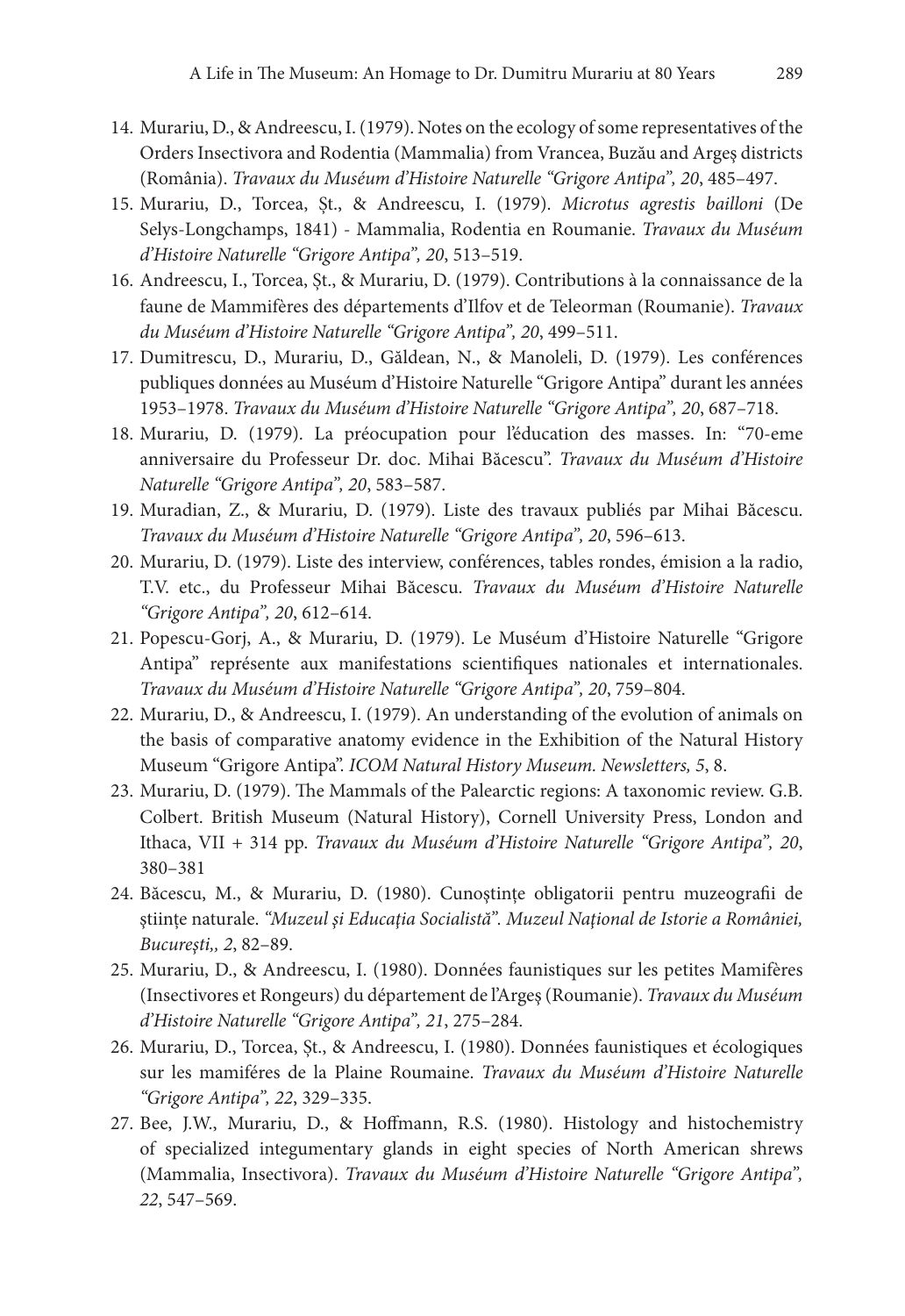14. Murariu, D., & Andreescu, I. (1979). Notes on the ecology of some representatives of the Orders Insectivora and Rodentia (Mammalia) from Vrancea, Buzău and Argeș districts (România). *Travaux du Muséum d'Histoire Naturelle "Grigore Antipa", 20*, 485–497.
15. Murariu, D., Torcea, Șt., & Andreescu, I. (1979). *Microtus agrestis bailloni* (De Selys-Longchamps, 1841) - Mammalia, Rodentia en Roumanie. *Travaux du Muséum d'Histoire Naturelle "Grigore Antipa", 20*, 513–519.
16. Andreescu, I., Torcea, Șt., & Murariu, D. (1979). Contributions à la connaissance de la faune de Mammifères des départements d'Ilfov et de Teleorman (Roumanie). *Travaux du Muséum d'Histoire Naturelle "Grigore Antipa", 20*, 499–511.
17. Dumitrescu, D., Murariu, D., Găldean, N., & Manoleli, D. (1979). Les conférences publiques données au Muséum d'Histoire Naturelle "Grigore Antipa" durant les années 1953–1978. *Travaux du Muséum d'Histoire Naturelle "Grigore Antipa", 20*, 687–718.
18. Murariu, D. (1979). La préocupation pour l'éducation des masses. In: "70-eme anniversaire du Professeur Dr. doc. Mihai Băcescu". *Travaux du Muséum d'Histoire Naturelle "Grigore Antipa", 20*, 583–587.
19. Muradian, Z., & Murariu, D. (1979). Liste des travaux publiés par Mihai Băcescu. *Travaux du Muséum d'Histoire Naturelle "Grigore Antipa", 20*, 596–613.
20. Murariu, D. (1979). Liste des interview, conférences, tables rondes, émision a la radio, T.V. etc., du Professeur Mihai Băcescu. *Travaux du Muséum d'Histoire Naturelle "Grigore Antipa", 20*, 612–614.
21. Popescu-Gorj, A., & Murariu, D. (1979). Le Muséum d'Histoire Naturelle "Grigore Antipa" représente aux manifestations scientifiques nationales et internationales. *Travaux du Muséum d'Histoire Naturelle "Grigore Antipa", 20*, 759–804.
22. Murariu, D., & Andreescu, I. (1979). An understanding of the evolution of animals on the basis of comparative anatomy evidence in the Exhibition of the Natural History Museum "Grigore Antipa". *ICOM Natural History Museum. Newsletters, 5*, 8.
23. Murariu, D. (1979). The Mammals of the Palearctic regions: A taxonomic review. G.B. Colbert. British Museum (Natural History), Cornell University Press, London and Ithaca, VII + 314 pp. *Travaux du Muséum d'Histoire Naturelle "Grigore Antipa", 20*, 380–381
24. Băcescu, M., & Murariu, D. (1980). Cunoștințe obligatorii pentru muzeografii de științe naturale. *"Muzeul și Educația Socialistă". Muzeul Național de Istorie a României, București,, 2*, 82–89.
25. Murariu, D., & Andreescu, I. (1980). Données faunistiques sur les petites Mamifères (Insectivores et Rongeurs) du département de l'Argeș (Roumanie). *Travaux du Muséum d'Histoire Naturelle "Grigore Antipa", 21*, 275–284.
26. Murariu, D., Torcea, Șt., & Andreescu, I. (1980). Données faunistiques et écologiques sur les mamiféres de la Plaine Roumaine. *Travaux du Muséum d'Histoire Naturelle "Grigore Antipa", 22*, 329–335.
27. Bee, J.W., Murariu, D., & Hoffmann, R.S. (1980). Histology and histochemistry of specialized integumentary glands in eight species of North American shrews (Mammalia, Insectivora). *Travaux du Muséum d'Histoire Naturelle "Grigore Antipa", 22*, 547–569.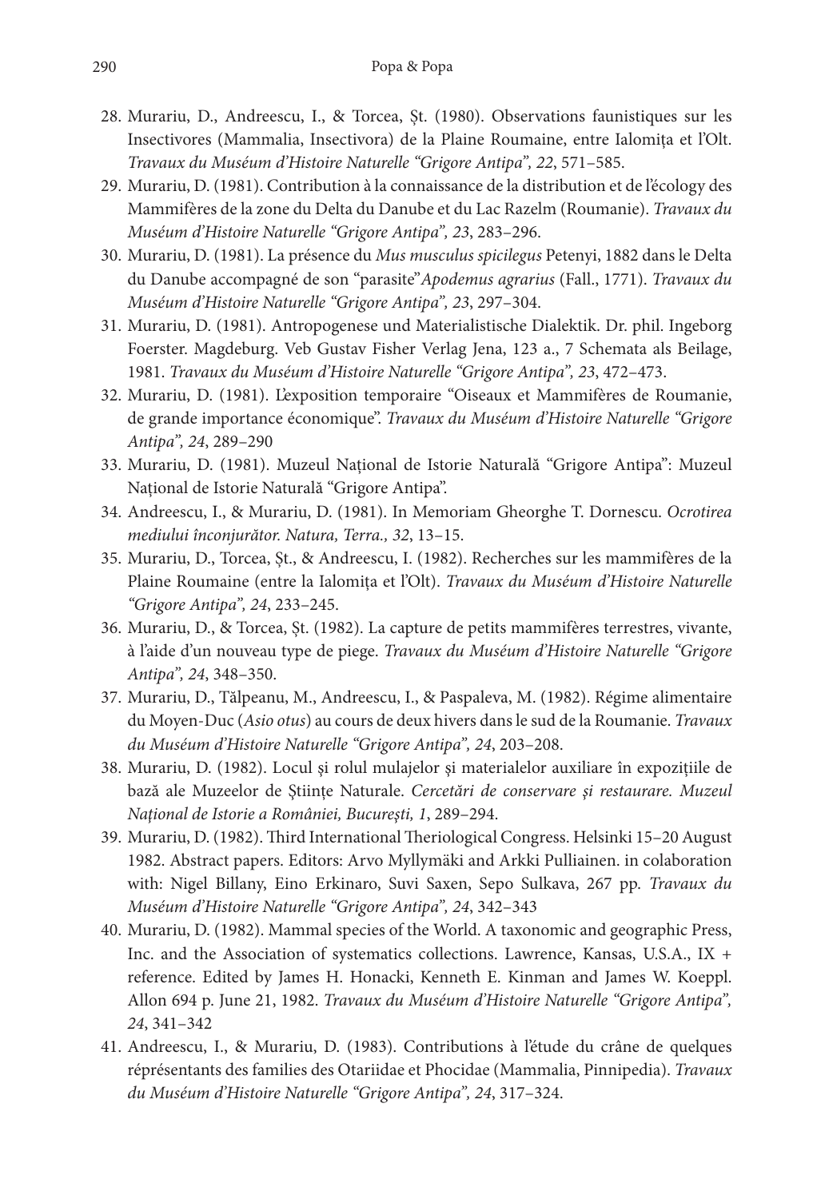28. Murariu, D., Andreescu, I., & Torcea, Șt. (1980). Observations faunistiques sur les Insectivores (Mammalia, Insectivora) de la Plaine Roumaine, entre Ialomița et l'Olt. *Travaux du Muséum d'Histoire Naturelle "Grigore Antipa", 22*, 571–585.
29. Murariu, D. (1981). Contribution à la connaissance de la distribution et de l'écology des Mammifères de la zone du Delta du Danube et du Lac Razelm (Roumanie). *Travaux du Muséum d'Histoire Naturelle "Grigore Antipa", 23*, 283–296.
30. Murariu, D. (1981). La présence du *Mus musculus spicilegus* Petenyi, 1882 dans le Delta du Danube accompagné de son "parasite"*Apodemus agrarius* (Fall., 1771). *Travaux du Muséum d'Histoire Naturelle "Grigore Antipa", 23*, 297–304.
31. Murariu, D. (1981). Antropogenese und Materialistische Dialektik. Dr. phil. Ingeborg Foerster. Magdeburg. Veb Gustav Fisher Verlag Jena, 123 a., 7 Schemata als Beilage, 1981. *Travaux du Muséum d'Histoire Naturelle "Grigore Antipa", 23*, 472–473.
32. Murariu, D. (1981). L'exposition temporaire "Oiseaux et Mammifères de Roumanie, de grande importance économique". *Travaux du Muséum d'Histoire Naturelle "Grigore Antipa", 24*, 289–290
33. Murariu, D. (1981). Muzeul Național de Istorie Naturală "Grigore Antipa": Muzeul Național de Istorie Naturală "Grigore Antipa".
34. Andreescu, I., & Murariu, D. (1981). In Memoriam Gheorghe T. Dornescu. *Ocrotirea mediului înconjurător. Natura, Terra., 32*, 13–15.
35. Murariu, D., Torcea, Șt., & Andreescu, I. (1982). Recherches sur les mammifères de la Plaine Roumaine (entre la Ialomița et l'Olt). *Travaux du Muséum d'Histoire Naturelle "Grigore Antipa", 24*, 233–245.
36. Murariu, D., & Torcea, Șt. (1982). La capture de petits mammifères terrestres, vivante, à l'aide d'un nouveau type de piege. *Travaux du Muséum d'Histoire Naturelle "Grigore Antipa", 24*, 348–350.
37. Murariu, D., Tălpeanu, M., Andreescu, I., & Paspaleva, M. (1982). Régime alimentaire du Moyen-Duc (*Asio otus*) au cours de deux hivers dans le sud de la Roumanie. *Travaux du Muséum d'Histoire Naturelle "Grigore Antipa", 24*, 203–208.
38. Murariu, D. (1982). Locul şi rolul mulajelor şi materialelor auxiliare în expozițiile de bază ale Muzeelor de Ştiințe Naturale. *Cercetări de conservare şi restaurare. Muzeul Național de Istorie a României, Bucureşti, 1*, 289–294.
39. Murariu, D. (1982). Third International Theriological Congress. Helsinki 15–20 August 1982. Abstract papers. Editors: Arvo Myllymäki and Arkki Pulliainen. in colaboration with: Nigel Billany, Eino Erkinaro, Suvi Saxen, Sepo Sulkava, 267 pp. *Travaux du Muséum d'Histoire Naturelle "Grigore Antipa", 24*, 342–343
40. Murariu, D. (1982). Mammal species of the World. A taxonomic and geographic Press, Inc. and the Association of systematics collections. Lawrence, Kansas, U.S.A., IX + reference. Edited by James H. Honacki, Kenneth E. Kinman and James W. Koeppl. Allon 694 p. June 21, 1982. *Travaux du Muséum d'Histoire Naturelle "Grigore Antipa", 24*, 341–342
41. Andreescu, I., & Murariu, D. (1983). Contributions à l'étude du crâne de quelques réprésentants des families des Otariidae et Phocidae (Mammalia, Pinnipedia). *Travaux du Muséum d'Histoire Naturelle "Grigore Antipa", 24*, 317–324.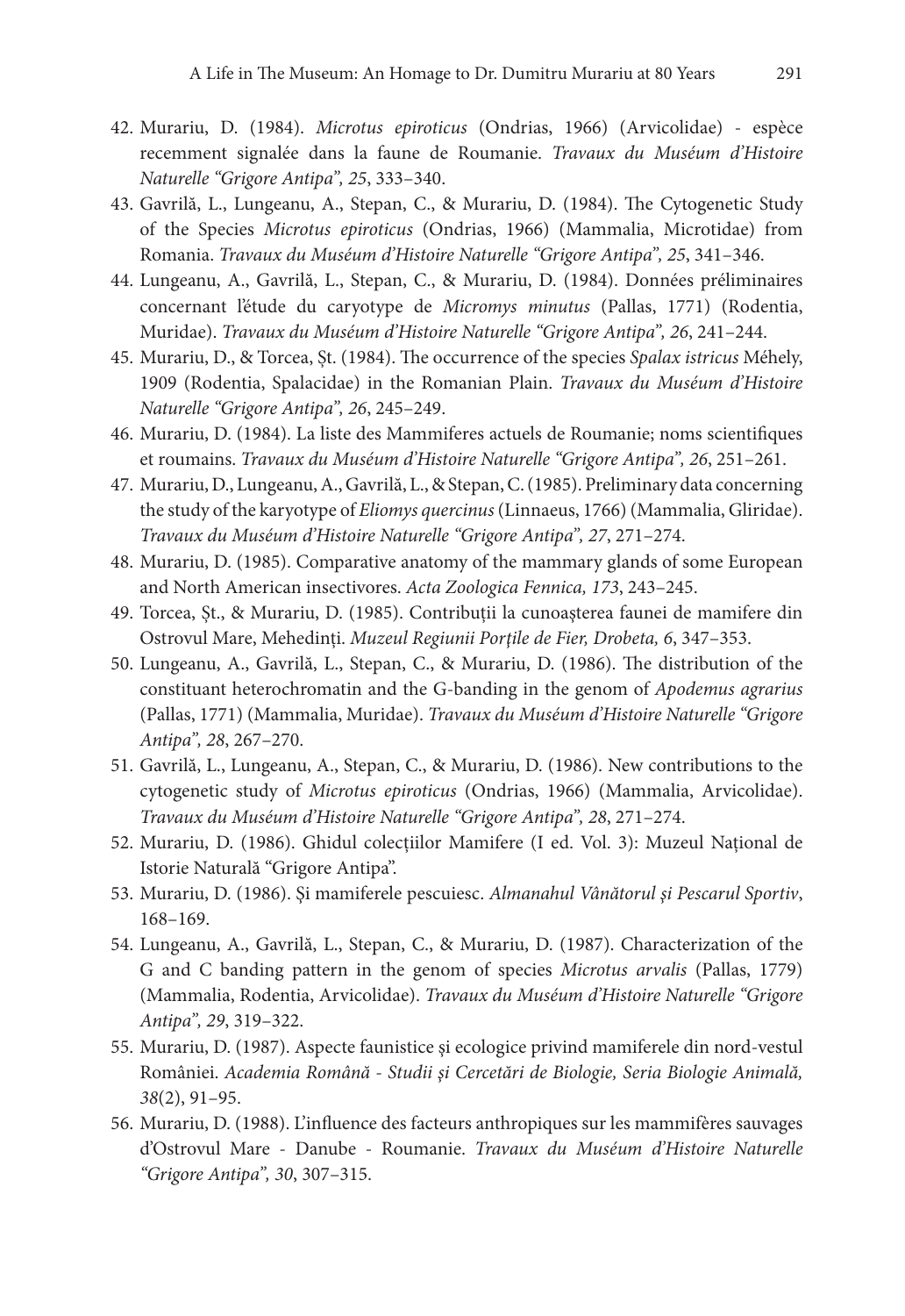42. Murariu, D. (1984). *Microtus epiroticus* (Ondrias, 1966) (Arvicolidae) - espèce recemment signalée dans la faune de Roumanie. *Travaux du Muséum d'Histoire Naturelle "Grigore Antipa", 25*, 333–340.
43. Gavrilă, L., Lungeanu, A., Stepan, C., & Murariu, D. (1984). The Cytogenetic Study of the Species *Microtus epiroticus* (Ondrias, 1966) (Mammalia, Microtidae) from Romania. *Travaux du Muséum d'Histoire Naturelle "Grigore Antipa", 25*, 341–346.
44. Lungeanu, A., Gavrilă, L., Stepan, C., & Murariu, D. (1984). Données préliminaires concernant l'étude du caryotype de *Micromys minutus* (Pallas, 1771) (Rodentia, Muridae). *Travaux du Muséum d'Histoire Naturelle "Grigore Antipa", 26*, 241–244.
45. Murariu, D., & Torcea, Șt. (1984). The occurrence of the species *Spalax istricus* Méhely, 1909 (Rodentia, Spalacidae) in the Romanian Plain. *Travaux du Muséum d'Histoire Naturelle "Grigore Antipa", 26*, 245–249.
46. Murariu, D. (1984). La liste des Mammiferes actuels de Roumanie; noms scientifiques et roumains. *Travaux du Muséum d'Histoire Naturelle "Grigore Antipa", 26*, 251–261.
47. Murariu, D., Lungeanu, A., Gavrilă, L., & Stepan, C. (1985). Preliminary data concerning the study of the karyotype of *Eliomys quercinus* (Linnaeus, 1766) (Mammalia, Gliridae). *Travaux du Muséum d'Histoire Naturelle "Grigore Antipa", 27*, 271–274.
48. Murariu, D. (1985). Comparative anatomy of the mammary glands of some European and North American insectivores. *Acta Zoologica Fennica, 173*, 243–245.
49. Torcea, Șt., & Murariu, D. (1985). Contribuții la cunoașterea faunei de mamifere din Ostrovul Mare, Mehedinți. *Muzeul Regiunii Porţile de Fier, Drobeta, 6*, 347–353.
50. Lungeanu, A., Gavrilă, L., Stepan, C., & Murariu, D. (1986). The distribution of the constituant heterochromatin and the G-banding in the genom of *Apodemus agrarius* (Pallas, 1771) (Mammalia, Muridae). *Travaux du Muséum d'Histoire Naturelle "Grigore Antipa", 28*, 267–270.
51. Gavrilă, L., Lungeanu, A., Stepan, C., & Murariu, D. (1986). New contributions to the cytogenetic study of *Microtus epiroticus* (Ondrias, 1966) (Mammalia, Arvicolidae). *Travaux du Muséum d'Histoire Naturelle "Grigore Antipa", 28*, 271–274.
52. Murariu, D. (1986). Ghidul colecțiilor Mamifere (I ed. Vol. 3): Muzeul Național de Istorie Naturală "Grigore Antipa".
53. Murariu, D. (1986). Şi mamiferele pescuiesc. *Almanahul Vânătorul și Pescarul Sportiv*, 168–169.
54. Lungeanu, A., Gavrilă, L., Stepan, C., & Murariu, D. (1987). Characterization of the G and C banding pattern in the genom of species *Microtus arvalis* (Pallas, 1779) (Mammalia, Rodentia, Arvicolidae). *Travaux du Muséum d'Histoire Naturelle "Grigore Antipa", 29*, 319–322.
55. Murariu, D. (1987). Aspecte faunistice şi ecologice privind mamiferele din nord-vestul României. *Academia Română - Studii și Cercetări de Biologie, Seria Biologie Animală, 38*(2), 91–95.
56. Murariu, D. (1988). L'influence des facteurs anthropiques sur les mammifères sauvages d'Ostrovul Mare - Danube - Roumanie. *Travaux du Muséum d'Histoire Naturelle "Grigore Antipa", 30*, 307–315.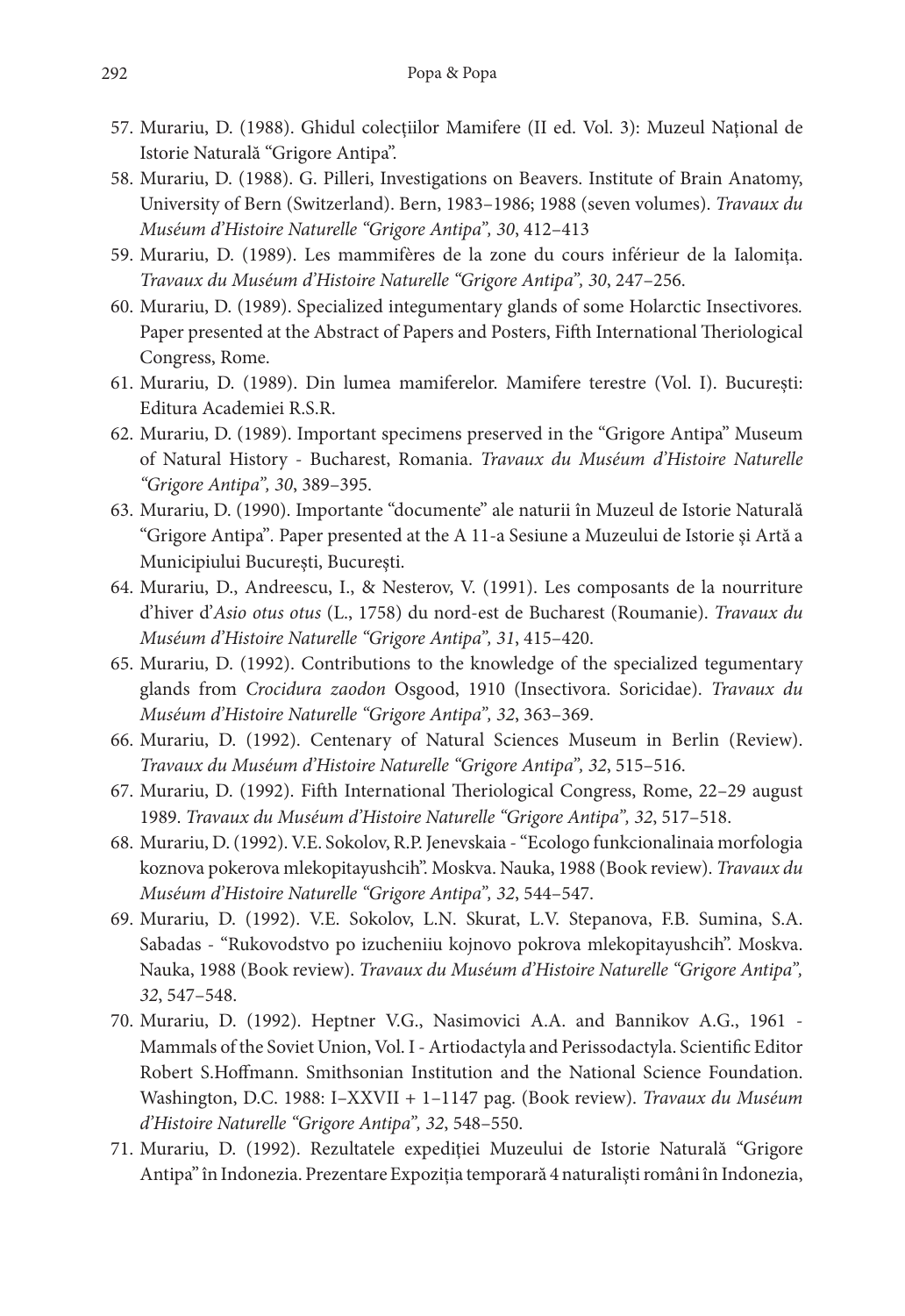57. Murariu, D. (1988). Ghidul colecțiilor Mamifere (II ed. Vol. 3): Muzeul Național de Istorie Naturală "Grigore Antipa".
58. Murariu, D. (1988). G. Pilleri, Investigations on Beavers. Institute of Brain Anatomy, University of Bern (Switzerland). Bern, 1983–1986; 1988 (seven volumes). *Travaux du Muséum d'Histoire Naturelle "Grigore Antipa", 30*, 412–413
59. Murariu, D. (1989). Les mammifères de la zone du cours inférieur de la Ialomița. *Travaux du Muséum d'Histoire Naturelle "Grigore Antipa", 30*, 247–256.
60. Murariu, D. (1989). Specialized integumentary glands of some Holarctic Insectivores. Paper presented at the Abstract of Papers and Posters, Fifth International Theriological Congress, Rome.
61. Murariu, D. (1989). Din lumea mamiferelor. Mamifere terestre (Vol. I). București: Editura Academiei R.S.R.
62. Murariu, D. (1989). Important specimens preserved in the "Grigore Antipa" Museum of Natural History - Bucharest, Romania. *Travaux du Muséum d'Histoire Naturelle "Grigore Antipa", 30*, 389–395.
63. Murariu, D. (1990). Importante "documente" ale naturii în Muzeul de Istorie Naturală "Grigore Antipa". Paper presented at the A 11-a Sesiune a Muzeului de Istorie și Artă a Municipiului București, București.
64. Murariu, D., Andreescu, I., & Nesterov, V. (1991). Les composants de la nourriture d'hiver d'*Asio otus otus* (L., 1758) du nord-est de Bucharest (Roumanie). *Travaux du Muséum d'Histoire Naturelle "Grigore Antipa", 31*, 415–420.
65. Murariu, D. (1992). Contributions to the knowledge of the specialized tegumentary glands from *Crocidura zaodon* Osgood, 1910 (Insectivora. Soricidae). *Travaux du Muséum d'Histoire Naturelle "Grigore Antipa", 32*, 363–369.
66. Murariu, D. (1992). Centenary of Natural Sciences Museum in Berlin (Review). *Travaux du Muséum d'Histoire Naturelle "Grigore Antipa", 32*, 515–516.
67. Murariu, D. (1992). Fifth International Theriological Congress, Rome, 22–29 august 1989. *Travaux du Muséum d'Histoire Naturelle "Grigore Antipa", 32*, 517–518.
68. Murariu, D. (1992). V.E. Sokolov, R.P. Jenevskaia - "Ecologo funkcionalinaia morfologia koznova pokerova mlekopitayushcih". Moskva. Nauka, 1988 (Book review). *Travaux du Muséum d'Histoire Naturelle "Grigore Antipa", 32*, 544–547.
69. Murariu, D. (1992). V.E. Sokolov, L.N. Skurat, L.V. Stepanova, F.B. Sumina, S.A. Sabadas - "Rukovodstvo po izucheniiu kojnovo pokrova mlekopitayushcih". Moskva. Nauka, 1988 (Book review). *Travaux du Muséum d'Histoire Naturelle "Grigore Antipa", 32*, 547–548.
70. Murariu, D. (1992). Heptner V.G., Nasimovici A.A. and Bannikov A.G., 1961 - Mammals of the Soviet Union, Vol. I - Artiodactyla and Perissodactyla. Scientific Editor Robert S.Hoffmann. Smithsonian Institution and the National Science Foundation. Washington, D.C. 1988: I–XXVII + 1–1147 pag. (Book review). *Travaux du Muséum d'Histoire Naturelle "Grigore Antipa", 32*, 548–550.
71. Murariu, D. (1992). Rezultatele expediției Muzeului de Istorie Naturală "Grigore Antipa" în Indonezia. Prezentare Expoziția temporară 4 naturaliști români în Indonezia,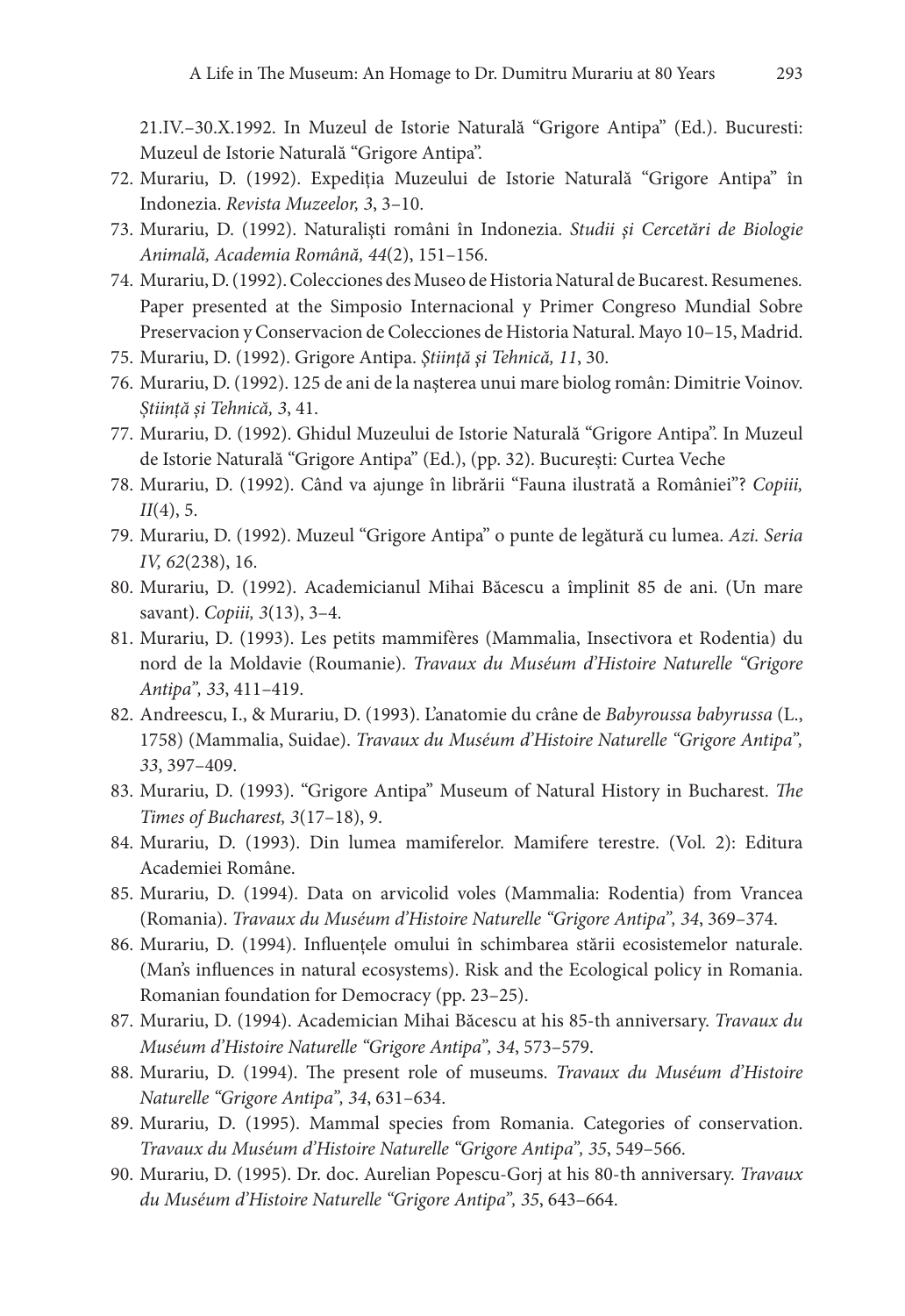21.IV.–30.X.1992. In Muzeul de Istorie Naturală "Grigore Antipa" (Ed.). Bucuresti: Muzeul de Istorie Naturală "Grigore Antipa".

72. Murariu, D. (1992). Expediția Muzeului de Istorie Naturală "Grigore Antipa" în Indonezia. *Revista Muzeelor, 3*, 3–10.
73. Murariu, D. (1992). Naturaliști români în Indonezia. *Studii și Cercetări de Biologie Animală, Academia Română, 44*(2), 151–156.
74. Murariu, D. (1992). Colecciones des Museo de Historia Natural de Bucarest. Resumenes. Paper presented at the Simposio Internacional y Primer Congreso Mundial Sobre Preservacion y Conservacion de Colecciones de Historia Natural. Mayo 10–15, Madrid.
75. Murariu, D. (1992). Grigore Antipa. *Știință și Tehnică, 11*, 30.
76. Murariu, D. (1992). 125 de ani de la nașterea unui mare biolog român: Dimitrie Voinov. *Știință și Tehnică, 3*, 41.
77. Murariu, D. (1992). Ghidul Muzeului de Istorie Naturală "Grigore Antipa". In Muzeul de Istorie Naturală "Grigore Antipa" (Ed.), (pp. 32). București: Curtea Veche
78. Murariu, D. (1992). Când va ajunge în librării "Fauna ilustrată a României"? *Copiii, II*(4), 5.
79. Murariu, D. (1992). Muzeul "Grigore Antipa" o punte de legătură cu lumea. *Azi. Seria IV, 62*(238), 16.
80. Murariu, D. (1992). Academicianul Mihai Băcescu a împlinit 85 de ani. (Un mare savant). *Copiii, 3*(13), 3–4.
81. Murariu, D. (1993). Les petits mammifères (Mammalia, Insectivora et Rodentia) du nord de la Moldavie (Roumanie). *Travaux du Muséum d'Histoire Naturelle "Grigore Antipa", 33*, 411–419.
82. Andreescu, I., & Murariu, D. (1993). L'anatomie du crâne de *Babyroussa babyrussa* (L., 1758) (Mammalia, Suidae). *Travaux du Muséum d'Histoire Naturelle "Grigore Antipa", 33*, 397–409.
83. Murariu, D. (1993). "Grigore Antipa" Museum of Natural History in Bucharest. *The Times of Bucharest, 3*(17–18), 9.
84. Murariu, D. (1993). Din lumea mamiferelor. Mamifere terestre. (Vol. 2): Editura Academiei Române.
85. Murariu, D. (1994). Data on arvicolid voles (Mammalia: Rodentia) from Vrancea (Romania). *Travaux du Muséum d'Histoire Naturelle "Grigore Antipa", 34*, 369–374.
86. Murariu, D. (1994). Influențele omului în schimbarea stării ecosistemelor naturale. (Man's influences in natural ecosystems). Risk and the Ecological policy in Romania. Romanian foundation for Democracy (pp. 23–25).
87. Murariu, D. (1994). Academician Mihai Băcescu at his 85-th anniversary. *Travaux du Muséum d'Histoire Naturelle "Grigore Antipa", 34*, 573–579.
88. Murariu, D. (1994). The present role of museums. *Travaux du Muséum d'Histoire Naturelle "Grigore Antipa", 34*, 631–634.
89. Murariu, D. (1995). Mammal species from Romania. Categories of conservation. *Travaux du Muséum d'Histoire Naturelle "Grigore Antipa", 35*, 549–566.
90. Murariu, D. (1995). Dr. doc. Aurelian Popescu-Gorj at his 80-th anniversary. *Travaux du Muséum d'Histoire Naturelle "Grigore Antipa", 35*, 643–664.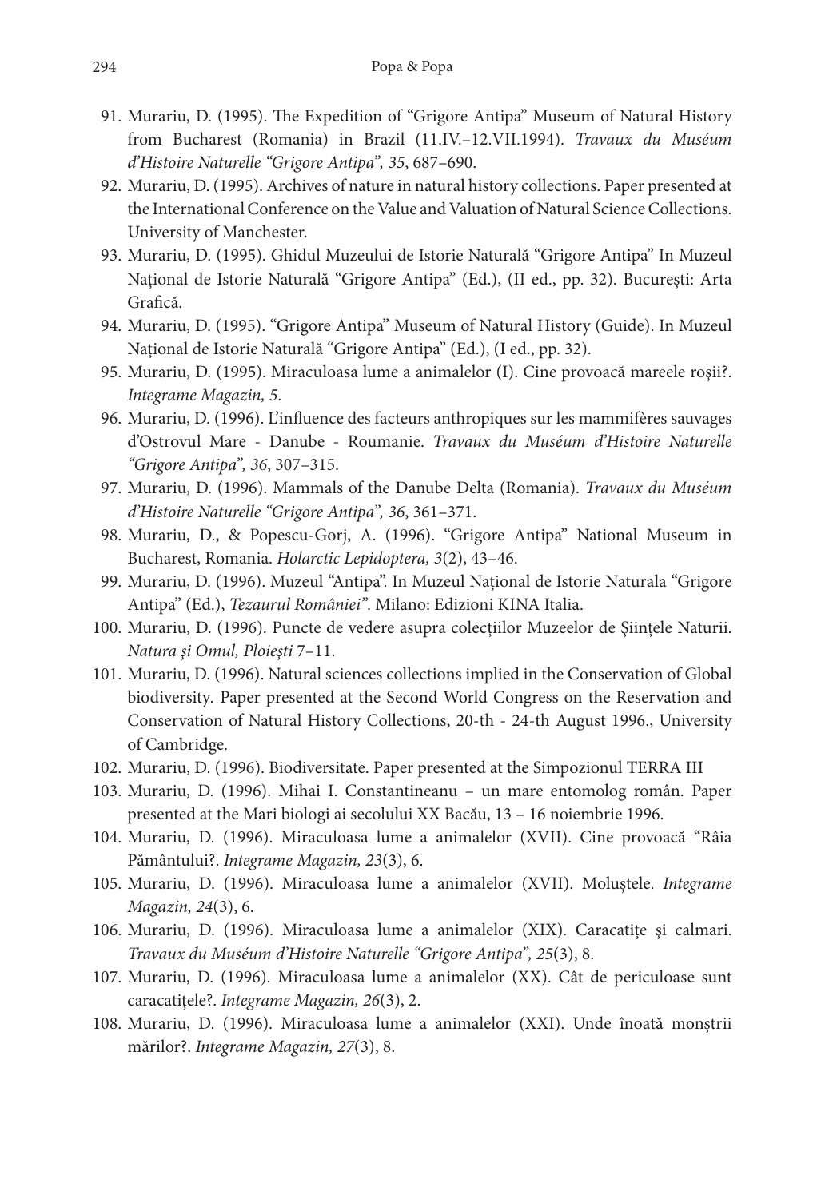91. Murariu, D. (1995). The Expedition of "Grigore Antipa" Museum of Natural History from Bucharest (Romania) in Brazil (11.IV.–12.VII.1994). *Travaux du Muséum d'Histoire Naturelle "Grigore Antipa", 35*, 687–690.
92. Murariu, D. (1995). Archives of nature in natural history collections. Paper presented at the International Conference on the Value and Valuation of Natural Science Collections. University of Manchester.
93. Murariu, D. (1995). Ghidul Muzeului de Istorie Naturală "Grigore Antipa" In Muzeul Național de Istorie Naturală "Grigore Antipa" (Ed.), (II ed., pp. 32). București: Arta Grafică.
94. Murariu, D. (1995). "Grigore Antipa" Museum of Natural History (Guide). In Muzeul Național de Istorie Naturală "Grigore Antipa" (Ed.), (I ed., pp. 32).
95. Murariu, D. (1995). Miraculoasa lume a animalelor (I). Cine provoacă mareele roșii?. *Integrame Magazin, 5*.
96. Murariu, D. (1996). L'influence des facteurs anthropiques sur les mammifères sauvages d'Ostrovul Mare - Danube - Roumanie. *Travaux du Muséum d'Histoire Naturelle "Grigore Antipa", 36*, 307–315.
97. Murariu, D. (1996). Mammals of the Danube Delta (Romania). *Travaux du Muséum d'Histoire Naturelle "Grigore Antipa", 36*, 361–371.
98. Murariu, D., & Popescu-Gorj, A. (1996). "Grigore Antipa" National Museum in Bucharest, Romania. *Holarctic Lepidoptera, 3*(2), 43–46.
99. Murariu, D. (1996). Muzeul "Antipa". In Muzeul Național de Istorie Naturala "Grigore Antipa" (Ed.), *Tezaurul României"*. Milano: Edizioni KINA Italia.
100. Murariu, D. (1996). Puncte de vedere asupra colecțiilor Muzeelor de Șiințele Naturii. *Natura și Omul, Ploiești* 7–11.
101. Murariu, D. (1996). Natural sciences collections implied in the Conservation of Global biodiversity. Paper presented at the Second World Congress on the Reservation and Conservation of Natural History Collections, 20-th - 24-th August 1996., University of Cambridge.
102. Murariu, D. (1996). Biodiversitate. Paper presented at the Simpozionul TERRA III
103. Murariu, D. (1996). Mihai I. Constantineanu – un mare entomolog român. Paper presented at the Mari biologi ai secolului XX Bacău, 13 – 16 noiembrie 1996.
104. Murariu, D. (1996). Miraculoasa lume a animalelor (XVII). Cine provoacă "Râia Pământului?. *Integrame Magazin, 23*(3), 6.
105. Murariu, D. (1996). Miraculoasa lume a animalelor (XVII). Moluștele. *Integrame Magazin, 24*(3), 6.
106. Murariu, D. (1996). Miraculoasa lume a animalelor (XIX). Caracatițe și calmari. *Travaux du Muséum d'Histoire Naturelle "Grigore Antipa", 25*(3), 8.
107. Murariu, D. (1996). Miraculoasa lume a animalelor (XX). Cât de periculoase sunt caracatițele?. *Integrame Magazin, 26*(3), 2.
108. Murariu, D. (1996). Miraculoasa lume a animalelor (XXI). Unde înoată monștrii mărilor?. *Integrame Magazin, 27*(3), 8.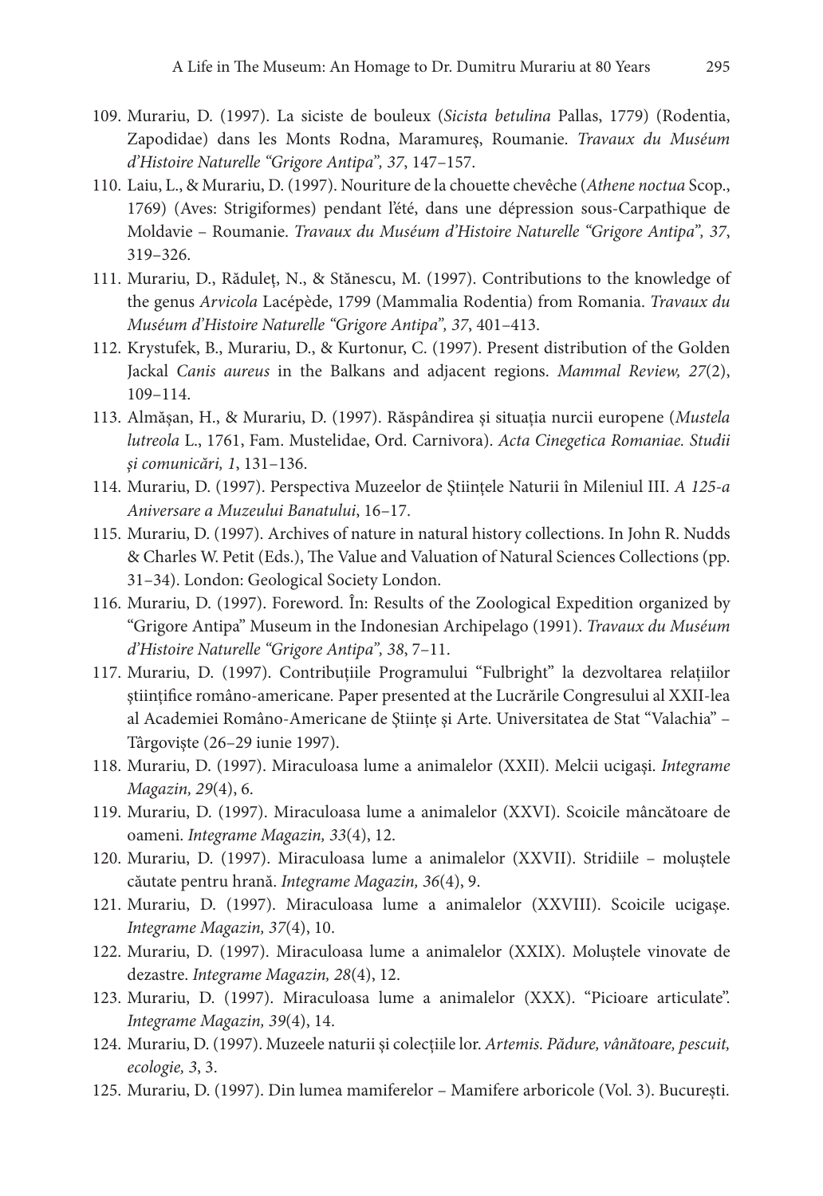109. Murariu, D. (1997). La siciste de bouleux (*Sicista betulina* Pallas, 1779) (Rodentia, Zapodidae) dans les Monts Rodna, Maramureş, Roumanie. *Travaux du Muséum d'Histoire Naturelle "Grigore Antipa", 37*, 147–157.
110. Laiu, L., & Murariu, D. (1997). Nouriture de la chouette chevêche (*Athene noctua* Scop., 1769) (Aves: Strigiformes) pendant l'été, dans une dépression sous-Carpathique de Moldavie – Roumanie. *Travaux du Muséum d'Histoire Naturelle "Grigore Antipa", 37*, 319–326.
111. Murariu, D., Răduleţ, N., & Stănescu, M. (1997). Contributions to the knowledge of the genus *Arvicola* Lacépède, 1799 (Mammalia Rodentia) from Romania. *Travaux du Muséum d'Histoire Naturelle "Grigore Antipa", 37*, 401–413.
112. Krystufek, B., Murariu, D., & Kurtonur, C. (1997). Present distribution of the Golden Jackal *Canis aureus* in the Balkans and adjacent regions. *Mammal Review, 27*(2), 109–114.
113. Almăşan, H., & Murariu, D. (1997). Răspândirea şi situaţia nurcii europene (*Mustela lutreola* L., 1761, Fam. Mustelidae, Ord. Carnivora). *Acta Cinegetica Romaniae. Studii şi comunicări, 1*, 131–136.
114. Murariu, D. (1997). Perspectiva Muzeelor de Ştiinţele Naturii în Mileniul III. *A 125-a Aniversare a Muzeului Banatului*, 16–17.
115. Murariu, D. (1997). Archives of nature in natural history collections. In John R. Nudds & Charles W. Petit (Eds.), The Value and Valuation of Natural Sciences Collections (pp. 31–34). London: Geological Society London.
116. Murariu, D. (1997). Foreword. În: Results of the Zoological Expedition organized by "Grigore Antipa" Museum in the Indonesian Archipelago (1991). *Travaux du Muséum d'Histoire Naturelle "Grigore Antipa", 38*, 7–11.
117. Murariu, D. (1997). Contribuţiile Programului "Fulbright" la dezvoltarea relaţiilor ştiinţifice româno-americane. Paper presented at the Lucrările Congresului al XXII-lea al Academiei Româno-Americane de Ştiinţe şi Arte. Universitatea de Stat "Valachia" – Târgovişte (26–29 iunie 1997).
118. Murariu, D. (1997). Miraculoasa lume a animalelor (XXII). Melcii ucigaşi. *Integrame Magazin, 29*(4), 6.
119. Murariu, D. (1997). Miraculoasa lume a animalelor (XXVI). Scoicile mâncătoare de oameni. *Integrame Magazin, 33*(4), 12.
120. Murariu, D. (1997). Miraculoasa lume a animalelor (XXVII). Stridiile – moluştele căutate pentru hrană. *Integrame Magazin, 36*(4), 9.
121. Murariu, D. (1997). Miraculoasa lume a animalelor (XXVIII). Scoicile ucigaşe. *Integrame Magazin, 37*(4), 10.
122. Murariu, D. (1997). Miraculoasa lume a animalelor (XXIX). Moluştele vinovate de dezastre. *Integrame Magazin, 28*(4), 12.
123. Murariu, D. (1997). Miraculoasa lume a animalelor (XXX). "Picioare articulate". *Integrame Magazin, 39*(4), 14.
124. Murariu, D. (1997). Muzeele naturii şi colecţiile lor. *Artemis. Pădure, vânătoare, pescuit, ecologie, 3*, 3.
125. Murariu, D. (1997). Din lumea mamiferelor – Mamifere arboricole (Vol. 3). Bucureşti.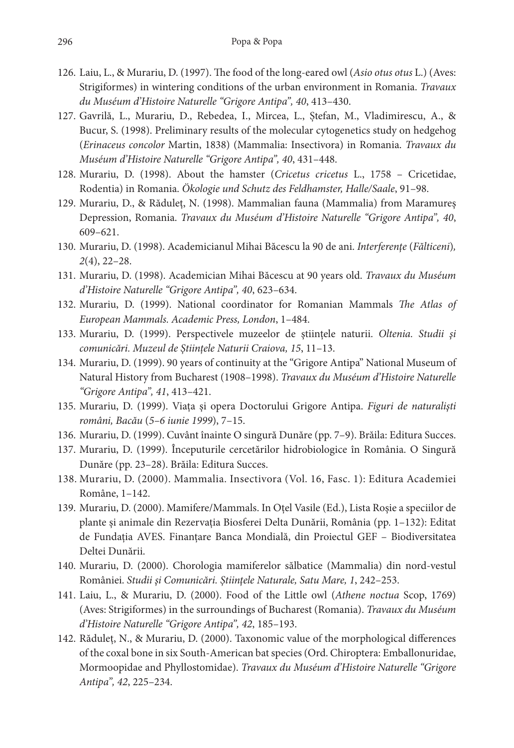126. Laiu, L., & Murariu, D. (1997). The food of the long-eared owl (*Asio otus otus* L.) (Aves: Strigiformes) in wintering conditions of the urban environment in Romania. *Travaux du Muséum d'Histoire Naturelle "Grigore Antipa", 40*, 413–430.
127. Gavrilă, L., Murariu, D., Rebedea, I., Mircea, L., Ștefan, M., Vladimirescu, A., & Bucur, S. (1998). Preliminary results of the molecular cytogenetics study on hedgehog (*Erinaceus concolor* Martin, 1838) (Mammalia: Insectivora) in Romania. *Travaux du Muséum d'Histoire Naturelle "Grigore Antipa", 40*, 431–448.
128. Murariu, D. (1998). About the hamster (*Cricetus cricetus* L., 1758 – Cricetidae, Rodentia) in Romania. *Ökologie und Schutz des Feldhamster, Halle/Saale*, 91–98.
129. Murariu, D., & Răduleţ, N. (1998). Mammalian fauna (Mammalia) from Maramureş Depression, Romania. *Travaux du Muséum d'Histoire Naturelle "Grigore Antipa", 40*, 609–621.
130. Murariu, D. (1998). Academicianul Mihai Băcescu la 90 de ani. *Interferenţe* (*Fălticeni*)*, 2*(4), 22–28.
131. Murariu, D. (1998). Academician Mihai Băcescu at 90 years old. *Travaux du Muséum d'Histoire Naturelle "Grigore Antipa", 40*, 623–634.
132. Murariu, D. (1999). National coordinator for Romanian Mammals *The Atlas of European Mammals. Academic Press, London*, 1–484.
133. Murariu, D. (1999). Perspectivele muzeelor de ştiinţele naturii. *Oltenia. Studii şi comunicări. Muzeul de Ştiinţele Naturii Craiova, 15*, 11–13.
134. Murariu, D. (1999). 90 years of continuity at the "Grigore Antipa" National Museum of Natural History from Bucharest (1908–1998). *Travaux du Muséum d'Histoire Naturelle "Grigore Antipa", 41*, 413–421.
135. Murariu, D. (1999). Viaţa şi opera Doctorului Grigore Antipa. *Figuri de naturalişti români, Bacău* (*5–6 iunie 1999*), 7–15.
136. Murariu, D. (1999). Cuvânt înainte O singură Dunăre (pp. 7–9). Brăila: Editura Succes.
137. Murariu, D. (1999). Începuturile cercetărilor hidrobiologice în România. O Singură Dunăre (pp. 23–28). Brăila: Editura Succes.
138. Murariu, D. (2000). Mammalia. Insectivora (Vol. 16, Fasc. 1): Editura Academiei Române, 1–142.
139. Murariu, D. (2000). Mamifere/Mammals. In Oţel Vasile (Ed.), Lista Roşie a speciilor de plante şi animale din Rezervaţia Biosferei Delta Dunării, România (pp. 1–132): Editat de Fundaţia AVES. Finanţare Banca Mondială, din Proiectul GEF – Biodiversitatea Deltei Dunării.
140. Murariu, D. (2000). Chorologia mamiferelor sălbatice (Mammalia) din nord-vestul României. *Studii şi Comunicări. Ştiinţele Naturale, Satu Mare, 1*, 242–253.
141. Laiu, L., & Murariu, D. (2000). Food of the Little owl (*Athene noctua* Scop, 1769) (Aves: Strigiformes) in the surroundings of Bucharest (Romania). *Travaux du Muséum d'Histoire Naturelle "Grigore Antipa", 42*, 185–193.
142. Răduleţ, N., & Murariu, D. (2000). Taxonomic value of the morphological differences of the coxal bone in six South-American bat species (Ord. Chiroptera: Emballonuridae, Mormoopidae and Phyllostomidae). *Travaux du Muséum d'Histoire Naturelle "Grigore Antipa", 42*, 225–234.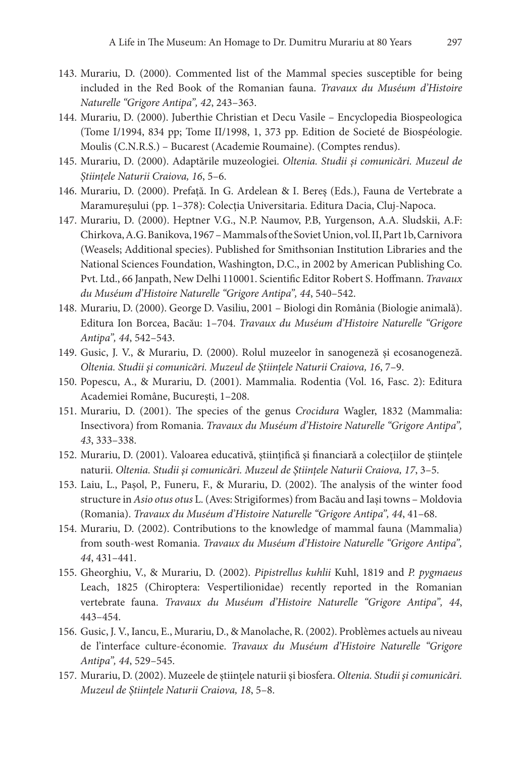143. Murariu, D. (2000). Commented list of the Mammal species susceptible for being included in the Red Book of the Romanian fauna. *Travaux du Muséum d'Histoire Naturelle "Grigore Antipa", 42*, 243–363.
144. Murariu, D. (2000). Juberthie Christian et Decu Vasile – Encyclopedia Biospeologica (Tome I/1994, 834 pp; Tome II/1998, 1, 373 pp. Edition de Societé de Biospéologie. Moulis (C.N.R.S.) – Bucarest (Academie Roumaine). (Comptes rendus).
145. Murariu, D. (2000). Adaptările muzeologiei. *Oltenia. Studii şi comunicări. Muzeul de Ştiinţele Naturii Craiova, 16*, 5–6.
146. Murariu, D. (2000). Prefaţă. In G. Ardelean & I. Bereş (Eds.), Fauna de Vertebrate a Maramureşului (pp. 1–378): Colecţia Universitaria. Editura Dacia, Cluj-Napoca.
147. Murariu, D. (2000). Heptner V.G., N.P. Naumov, P.B, Yurgenson, A.A. Sludskii, A.F: Chirkova, A.G. Banikova, 1967 – Mammals of the Soviet Union, vol. II, Part 1b, Carnivora (Weasels; Additional species). Published for Smithsonian Institution Libraries and the National Sciences Foundation, Washington, D.C., in 2002 by American Publishing Co. Pvt. Ltd., 66 Janpath, New Delhi 110001. Scientific Editor Robert S. Hoffmann. *Travaux du Muséum d'Histoire Naturelle "Grigore Antipa", 44*, 540–542.
148. Murariu, D. (2000). George D. Vasiliu, 2001 – Biologi din România (Biologie animală). Editura Ion Borcea, Bacău: 1–704. *Travaux du Muséum d'Histoire Naturelle "Grigore Antipa", 44*, 542–543.
149. Gusic, J. V., & Murariu, D. (2000). Rolul muzeelor în sanogeneză şi ecosanogeneză. *Oltenia. Studii şi comunicări. Muzeul de Ştiinţele Naturii Craiova, 16*, 7–9.
150. Popescu, A., & Murariu, D. (2001). Mammalia. Rodentia (Vol. 16, Fasc. 2): Editura Academiei Române, Bucureşti, 1–208.
151. Murariu, D. (2001). The species of the genus *Crocidura* Wagler, 1832 (Mammalia: Insectivora) from Romania. *Travaux du Muséum d'Histoire Naturelle "Grigore Antipa", 43*, 333–338.
152. Murariu, D. (2001). Valoarea educativă, ştiinţifică şi financiară a colecţiilor de ştiinţele naturii. *Oltenia. Studii şi comunicări. Muzeul de Ştiinţele Naturii Craiova, 17*, 3–5.
153. Laiu, L., Paşol, P., Funeru, F., & Murariu, D. (2002). The analysis of the winter food structure in *Asio otus otus* L. (Aves: Strigiformes) from Bacău and Iaşi towns – Moldovia (Romania). *Travaux du Muséum d'Histoire Naturelle "Grigore Antipa", 44*, 41–68.
154. Murariu, D. (2002). Contributions to the knowledge of mammal fauna (Mammalia) from south-west Romania. *Travaux du Muséum d'Histoire Naturelle "Grigore Antipa", 44*, 431–441.
155. Gheorghiu, V., & Murariu, D. (2002). *Pipistrellus kuhlii* Kuhl, 1819 and *P. pygmaeus* Leach, 1825 (Chiroptera: Vespertilionidae) recently reported in the Romanian vertebrate fauna. *Travaux du Muséum d'Histoire Naturelle "Grigore Antipa", 44*, 443–454.
156. Gusic, J. V., Iancu, E., Murariu, D., & Manolache, R. (2002). Problèmes actuels au niveau de l'interface culture-économie. *Travaux du Muséum d'Histoire Naturelle "Grigore Antipa", 44*, 529–545.
157. Murariu, D. (2002). Muzeele de ştiinţele naturii şi biosfera. *Oltenia. Studii şi comunicări. Muzeul de Ştiinţele Naturii Craiova, 18*, 5–8.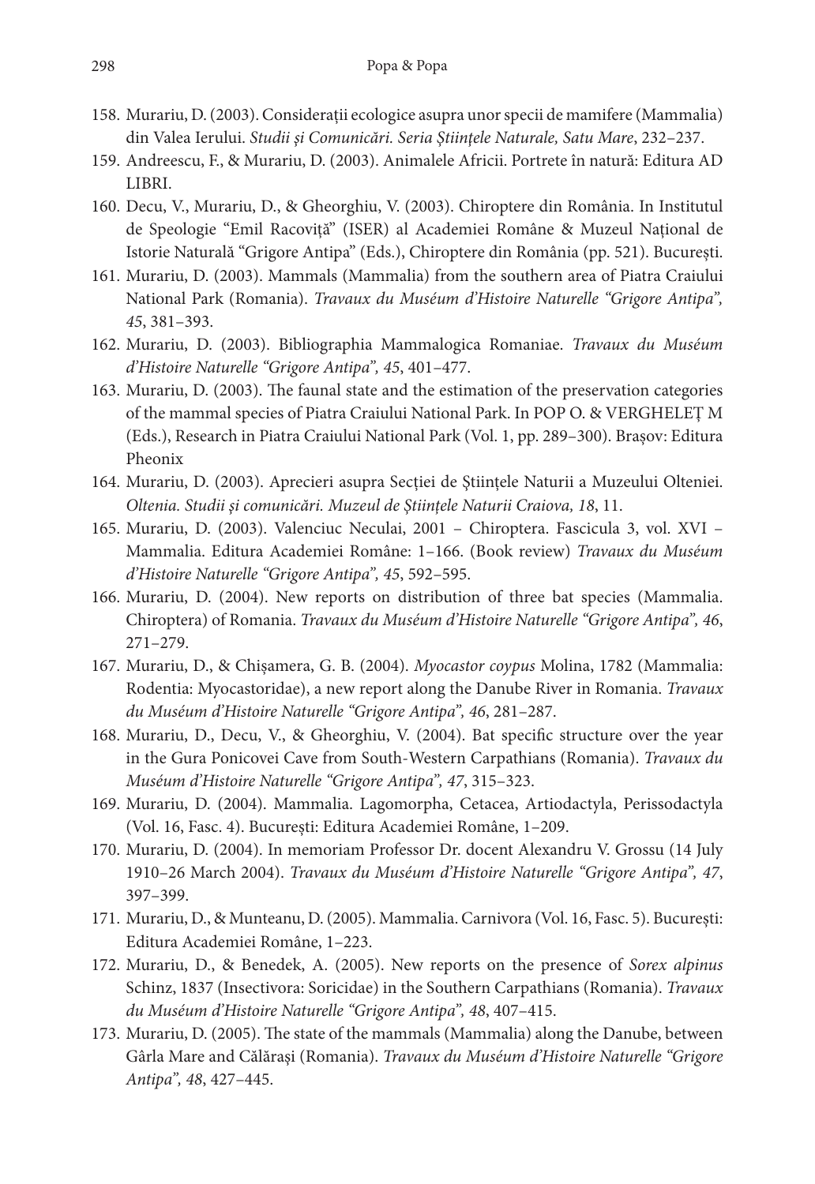158. Murariu, D. (2003). Considerații ecologice asupra unor specii de mamifere (Mammalia) din Valea Ierului. *Studii și Comunicări. Seria Științele Naturale, Satu Mare*, 232–237.
159. Andreescu, F., & Murariu, D. (2003). Animalele Africii. Portrete în natură: Editura AD LIBRI.
160. Decu, V., Murariu, D., & Gheorghiu, V. (2003). Chiroptere din România. In Institutul de Speologie "Emil Racoviță" (ISER) al Academiei Române & Muzeul Național de Istorie Naturală "Grigore Antipa" (Eds.), Chiroptere din România (pp. 521). București.
161. Murariu, D. (2003). Mammals (Mammalia) from the southern area of Piatra Craiului National Park (Romania). *Travaux du Muséum d'Histoire Naturelle "Grigore Antipa", 45*, 381–393.
162. Murariu, D. (2003). Bibliographia Mammalogica Romaniae. *Travaux du Muséum d'Histoire Naturelle "Grigore Antipa", 45*, 401–477.
163. Murariu, D. (2003). The faunal state and the estimation of the preservation categories of the mammal species of Piatra Craiului National Park. In POP O. & VERGHELEȚ M (Eds.), Research in Piatra Craiului National Park (Vol. 1, pp. 289–300). Brașov: Editura Pheonix
164. Murariu, D. (2003). Aprecieri asupra Secției de Științele Naturii a Muzeului Olteniei. *Oltenia. Studii și comunicări. Muzeul de Științele Naturii Craiova, 18*, 11.
165. Murariu, D. (2003). Valenciuc Neculai, 2001 – Chiroptera. Fascicula 3, vol. XVI – Mammalia. Editura Academiei Române: 1–166. (Book review) *Travaux du Muséum d'Histoire Naturelle "Grigore Antipa", 45*, 592–595.
166. Murariu, D. (2004). New reports on distribution of three bat species (Mammalia. Chiroptera) of Romania. *Travaux du Muséum d'Histoire Naturelle "Grigore Antipa", 46*, 271–279.
167. Murariu, D., & Chișamera, G. B. (2004). *Myocastor coypus* Molina, 1782 (Mammalia: Rodentia: Myocastoridae), a new report along the Danube River in Romania. *Travaux du Muséum d'Histoire Naturelle "Grigore Antipa", 46*, 281–287.
168. Murariu, D., Decu, V., & Gheorghiu, V. (2004). Bat specific structure over the year in the Gura Ponicovei Cave from South-Western Carpathians (Romania). *Travaux du Muséum d'Histoire Naturelle "Grigore Antipa", 47*, 315–323.
169. Murariu, D. (2004). Mammalia. Lagomorpha, Cetacea, Artiodactyla, Perissodactyla (Vol. 16, Fasc. 4). București: Editura Academiei Române, 1–209.
170. Murariu, D. (2004). In memoriam Professor Dr. docent Alexandru V. Grossu (14 July 1910–26 March 2004). *Travaux du Muséum d'Histoire Naturelle "Grigore Antipa", 47*, 397–399.
171. Murariu, D., & Munteanu, D. (2005). Mammalia. Carnivora (Vol. 16, Fasc. 5). București: Editura Academiei Române, 1–223.
172. Murariu, D., & Benedek, A. (2005). New reports on the presence of *Sorex alpinus* Schinz, 1837 (Insectivora: Soricidae) in the Southern Carpathians (Romania). *Travaux du Muséum d'Histoire Naturelle "Grigore Antipa", 48*, 407–415.
173. Murariu, D. (2005). The state of the mammals (Mammalia) along the Danube, between Gârla Mare and Călărași (Romania). *Travaux du Muséum d'Histoire Naturelle "Grigore Antipa", 48*, 427–445.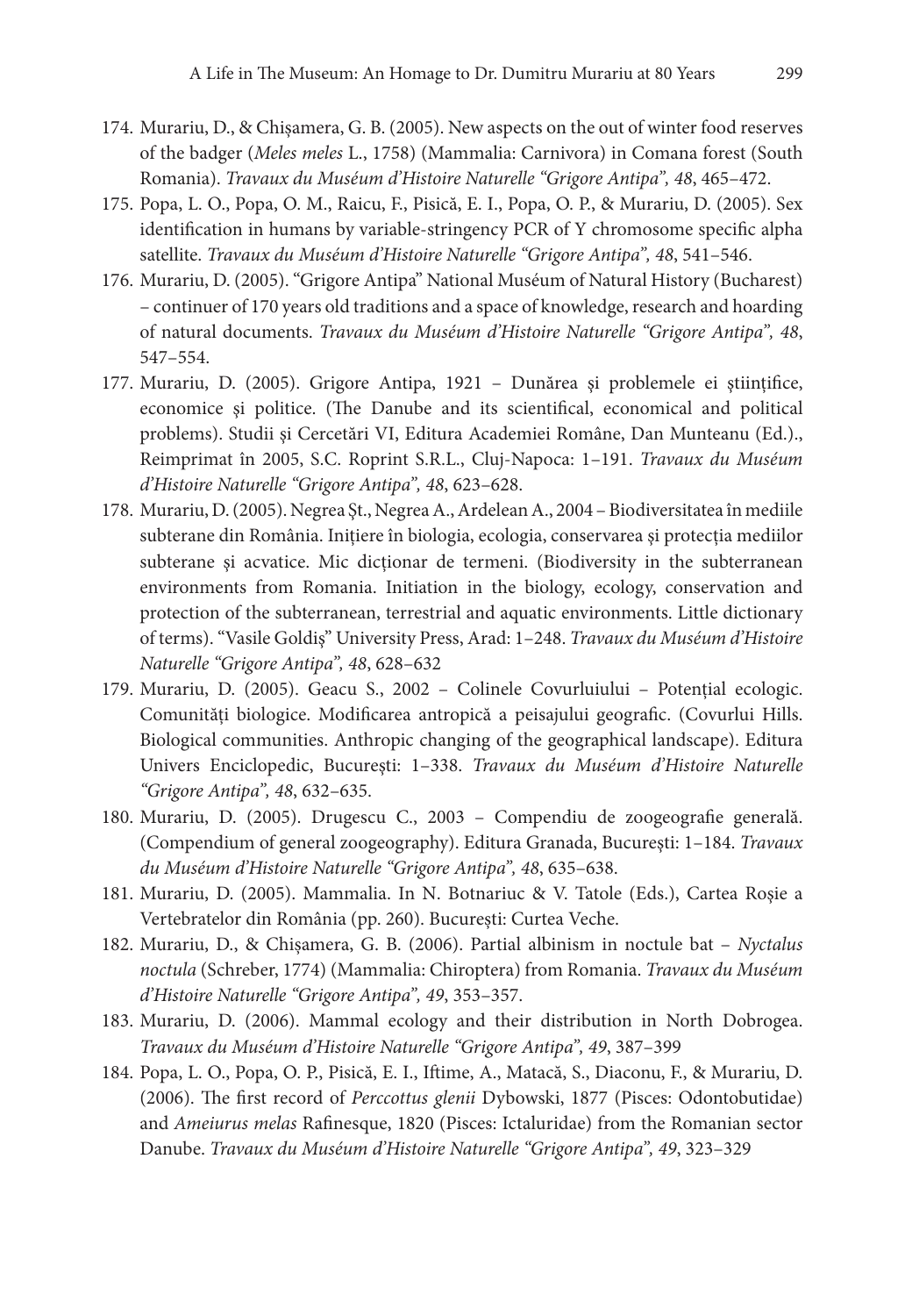174. Murariu, D., & Chișamera, G. B. (2005). New aspects on the out of winter food reserves of the badger (*Meles meles* L., 1758) (Mammalia: Carnivora) in Comana forest (South Romania). *Travaux du Muséum d'Histoire Naturelle "Grigore Antipa", 48*, 465–472.
175. Popa, L. O., Popa, O. M., Raicu, F., Pisică, E. I., Popa, O. P., & Murariu, D. (2005). Sex identification in humans by variable-stringency PCR of Y chromosome specific alpha satellite. *Travaux du Muséum d'Histoire Naturelle "Grigore Antipa", 48*, 541–546.
176. Murariu, D. (2005). "Grigore Antipa" National Muséum of Natural History (Bucharest) – continuer of 170 years old traditions and a space of knowledge, research and hoarding of natural documents. *Travaux du Muséum d'Histoire Naturelle "Grigore Antipa", 48*, 547–554.
177. Murariu, D. (2005). Grigore Antipa, 1921 – Dunărea şi problemele ei ştiinţifice, economice şi politice. (The Danube and its scientifical, economical and political problems). Studii şi Cercetări VI, Editura Academiei Române, Dan Munteanu (Ed.)., Reimprimat în 2005, S.C. Roprint S.R.L., Cluj-Napoca: 1–191. *Travaux du Muséum d'Histoire Naturelle "Grigore Antipa", 48*, 623–628.
178. Murariu, D. (2005). Negrea Şt., Negrea A., Ardelean A., 2004 – Biodiversitatea în mediile subterane din România. Iniţiere în biologia, ecologia, conservarea şi protecţia mediilor subterane şi acvatice. Mic dicţionar de termeni. (Biodiversity in the subterranean environments from Romania. Initiation in the biology, ecology, conservation and protection of the subterranean, terrestrial and aquatic environments. Little dictionary of terms). "Vasile Goldiş" University Press, Arad: 1–248. *Travaux du Muséum d'Histoire Naturelle "Grigore Antipa", 48*, 628–632
179. Murariu, D. (2005). Geacu S., 2002 – Colinele Covurluiului – Potenţial ecologic. Comunităţi biologice. Modificarea antropică a peisajului geografic. (Covurlui Hills. Biological communities. Anthropic changing of the geographical landscape). Editura Univers Enciclopedic, Bucureşti: 1–338. *Travaux du Muséum d'Histoire Naturelle "Grigore Antipa", 48*, 632–635.
180. Murariu, D. (2005). Drugescu C., 2003 – Compendiu de zoogeografie generală. (Compendium of general zoogeography). Editura Granada, Bucureşti: 1–184. *Travaux du Muséum d'Histoire Naturelle "Grigore Antipa", 48*, 635–638.
181. Murariu, D. (2005). Mammalia. In N. Botnariuc & V. Tatole (Eds.), Cartea Roşie a Vertebratelor din România (pp. 260). Bucureşti: Curtea Veche.
182. Murariu, D., & Chișamera, G. B. (2006). Partial albinism in noctule bat – *Nyctalus noctula* (Schreber, 1774) (Mammalia: Chiroptera) from Romania. *Travaux du Muséum d'Histoire Naturelle "Grigore Antipa", 49*, 353–357.
183. Murariu, D. (2006). Mammal ecology and their distribution in North Dobrogea. *Travaux du Muséum d'Histoire Naturelle "Grigore Antipa", 49*, 387–399
184. Popa, L. O., Popa, O. P., Pisică, E. I., Iftime, A., Matacă, S., Diaconu, F., & Murariu, D. (2006). The first record of *Perccottus glenii* Dybowski, 1877 (Pisces: Odontobutidae) and *Ameiurus melas* Rafinesque, 1820 (Pisces: Ictaluridae) from the Romanian sector Danube. *Travaux du Muséum d'Histoire Naturelle "Grigore Antipa", 49*, 323–329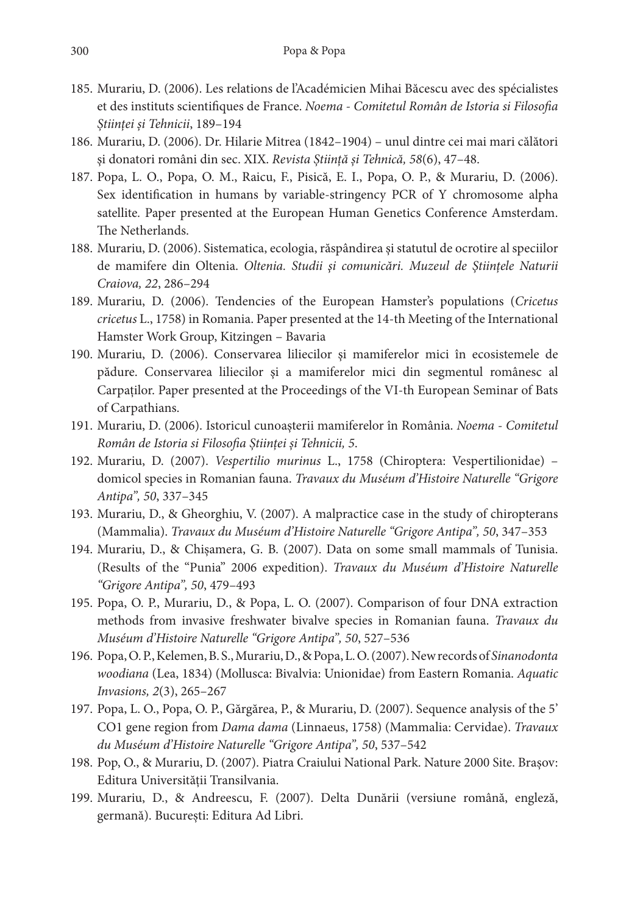185. Murariu, D. (2006). Les relations de l'Académicien Mihai Băcescu avec des spécialistes et des instituts scientifiques de France. *Noema - Comitetul Român de Istoria si Filosofia Științei și Tehnicii*, 189–194
186. Murariu, D. (2006). Dr. Hilarie Mitrea (1842–1904) – unul dintre cei mai mari călători şi donatori români din sec. XIX. *Revista Știință și Tehnică, 58*(6), 47–48.
187. Popa, L. O., Popa, O. M., Raicu, F., Pisică, E. I., Popa, O. P., & Murariu, D. (2006). Sex identification in humans by variable-stringency PCR of Y chromosome alpha satellite. Paper presented at the European Human Genetics Conference Amsterdam. The Netherlands.
188. Murariu, D. (2006). Sistematica, ecologia, răspândirea şi statutul de ocrotire al speciilor de mamifere din Oltenia. *Oltenia. Studii şi comunicări. Muzeul de Științele Naturii Craiova, 22*, 286–294
189. Murariu, D. (2006). Tendencies of the European Hamster's populations (*Cricetus cricetus* L., 1758) in Romania. Paper presented at the 14-th Meeting of the International Hamster Work Group, Kitzingen – Bavaria
190. Murariu, D. (2006). Conservarea liliecilor şi mamiferelor mici în ecosistemele de pădure. Conservarea liliecilor şi a mamiferelor mici din segmentul românesc al Carpaților. Paper presented at the Proceedings of the VI-th European Seminar of Bats of Carpathians.
191. Murariu, D. (2006). Istoricul cunoaşterii mamiferelor în România. *Noema - Comitetul Român de Istoria si Filosofia Științei și Tehnicii, 5*.
192. Murariu, D. (2007). *Vespertilio murinus* L., 1758 (Chiroptera: Vespertilionidae) – domicol species in Romanian fauna. *Travaux du Muséum d'Histoire Naturelle "Grigore Antipa", 50*, 337–345
193. Murariu, D., & Gheorghiu, V. (2007). A malpractice case in the study of chiropterans (Mammalia). *Travaux du Muséum d'Histoire Naturelle "Grigore Antipa", 50*, 347–353
194. Murariu, D., & Chișamera, G. B. (2007). Data on some small mammals of Tunisia. (Results of the "Punia" 2006 expedition). *Travaux du Muséum d'Histoire Naturelle "Grigore Antipa", 50*, 479–493
195. Popa, O. P., Murariu, D., & Popa, L. O. (2007). Comparison of four DNA extraction methods from invasive freshwater bivalve species in Romanian fauna. *Travaux du Muséum d'Histoire Naturelle "Grigore Antipa", 50*, 527–536
196. Popa, O. P., Kelemen, B. S., Murariu, D., & Popa, L. O. (2007). New records of *Sinanodonta woodiana* (Lea, 1834) (Mollusca: Bivalvia: Unionidae) from Eastern Romania. *Aquatic Invasions, 2*(3), 265–267
197. Popa, L. O., Popa, O. P., Gărgărea, P., & Murariu, D. (2007). Sequence analysis of the 5' CO1 gene region from *Dama dama* (Linnaeus, 1758) (Mammalia: Cervidae). *Travaux du Muséum d'Histoire Naturelle "Grigore Antipa", 50*, 537–542
198. Pop, O., & Murariu, D. (2007). Piatra Craiului National Park. Nature 2000 Site. Brașov: Editura Universității Transilvania.
199. Murariu, D., & Andreescu, F. (2007). Delta Dunării (versiune română, engleză, germană). București: Editura Ad Libri.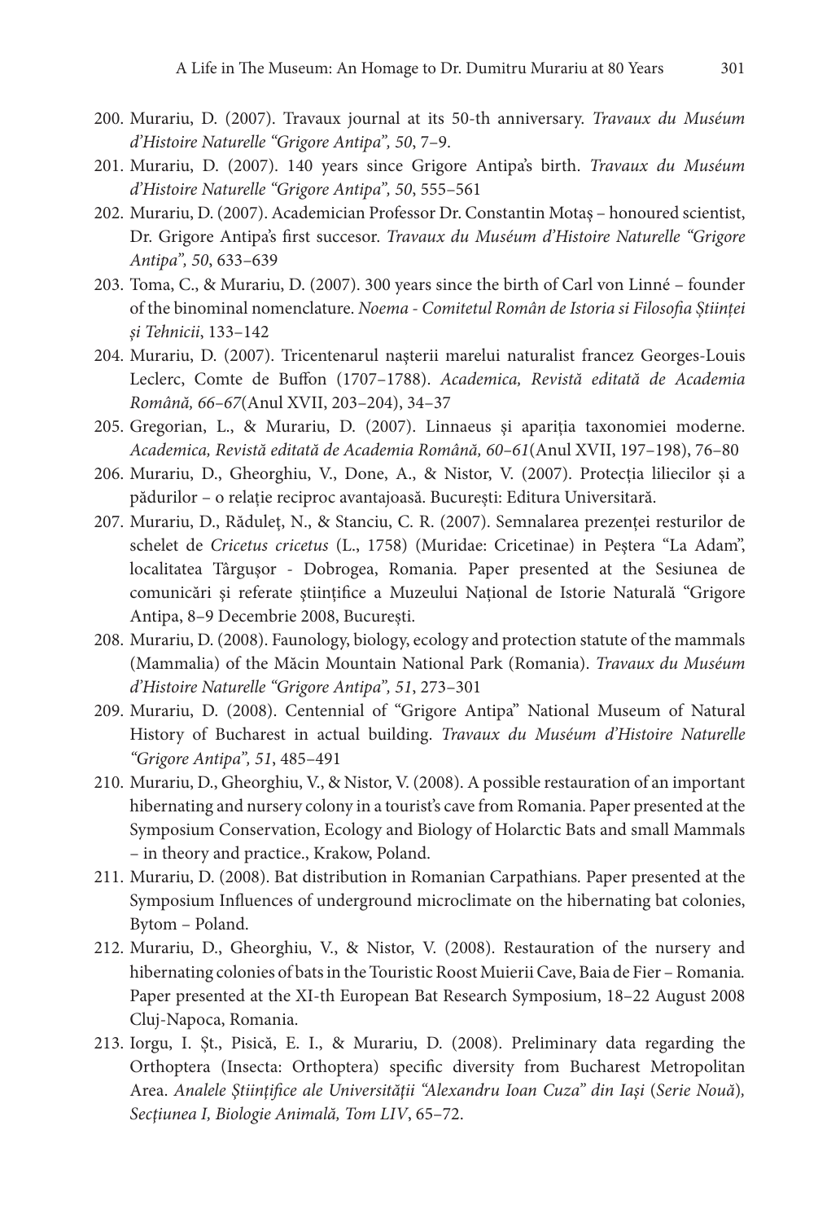200. Murariu, D. (2007). Travaux journal at its 50-th anniversary. *Travaux du Muséum d'Histoire Naturelle "Grigore Antipa", 50*, 7–9.
201. Murariu, D. (2007). 140 years since Grigore Antipa's birth. *Travaux du Muséum d'Histoire Naturelle "Grigore Antipa", 50*, 555–561
202. Murariu, D. (2007). Academician Professor Dr. Constantin Motaş – honoured scientist, Dr. Grigore Antipa's first succesor. *Travaux du Muséum d'Histoire Naturelle "Grigore Antipa", 50*, 633–639
203. Toma, C., & Murariu, D. (2007). 300 years since the birth of Carl von Linné – founder of the binominal nomenclature. *Noema - Comitetul Român de Istoria si Filosofia Științei și Tehnicii*, 133–142
204. Murariu, D. (2007). Tricentenarul nașterii marelui naturalist francez Georges-Louis Leclerc, Comte de Buffon (1707–1788). *Academica, Revistă editată de Academia Română, 66–67*(Anul XVII, 203–204), 34–37
205. Gregorian, L., & Murariu, D. (2007). Linnaeus şi apariţia taxonomiei moderne. *Academica, Revistă editată de Academia Română, 60–61*(Anul XVII, 197–198), 76–80
206. Murariu, D., Gheorghiu, V., Done, A., & Nistor, V. (2007). Protecţia liliecilor şi a pădurilor – o relaţie reciproc avantajoasă. Bucureşti: Editura Universitară.
207. Murariu, D., Răduleţ, N., & Stanciu, C. R. (2007). Semnalarea prezenței resturilor de schelet de *Cricetus cricetus* (L., 1758) (Muridae: Cricetinae) in Peştera "La Adam", localitatea Târgușor - Dobrogea, Romania. Paper presented at the Sesiunea de comunicări şi referate științifice a Muzeului Național de Istorie Naturală "Grigore Antipa, 8–9 Decembrie 2008, București.
208. Murariu, D. (2008). Faunology, biology, ecology and protection statute of the mammals (Mammalia) of the Măcin Mountain National Park (Romania). *Travaux du Muséum d'Histoire Naturelle "Grigore Antipa", 51*, 273–301
209. Murariu, D. (2008). Centennial of "Grigore Antipa" National Museum of Natural History of Bucharest in actual building. *Travaux du Muséum d'Histoire Naturelle "Grigore Antipa", 51*, 485–491
210. Murariu, D., Gheorghiu, V., & Nistor, V. (2008). A possible restauration of an important hibernating and nursery colony in a tourist's cave from Romania. Paper presented at the Symposium Conservation, Ecology and Biology of Holarctic Bats and small Mammals – in theory and practice., Krakow, Poland.
211. Murariu, D. (2008). Bat distribution in Romanian Carpathians. Paper presented at the Symposium Influences of underground microclimate on the hibernating bat colonies, Bytom – Poland.
212. Murariu, D., Gheorghiu, V., & Nistor, V. (2008). Restauration of the nursery and hibernating colonies of bats in the Touristic Roost Muierii Cave, Baia de Fier – Romania. Paper presented at the XI-th European Bat Research Symposium, 18–22 August 2008 Cluj-Napoca, Romania.
213. Iorgu, I. Şt., Pisică, E. I., & Murariu, D. (2008). Preliminary data regarding the Orthoptera (Insecta: Orthoptera) specific diversity from Bucharest Metropolitan Area. *Analele Ştiinţifice ale Universităţii "Alexandru Ioan Cuza" din Iaşi* (*Serie Nouă*), *Secţiunea I, Biologie Animală, Tom LIV*, 65–72.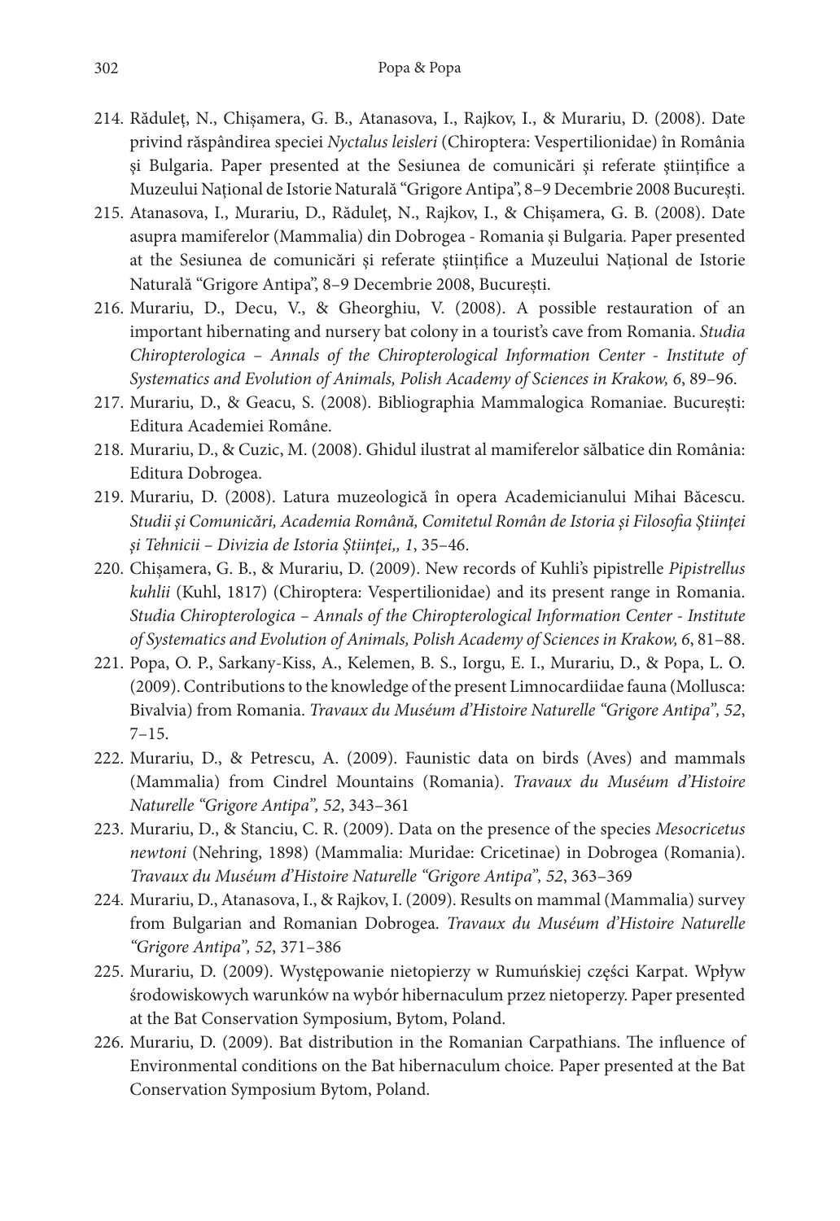214. Răduleţ, N., Chişamera, G. B., Atanasova, I., Rajkov, I., & Murariu, D. (2008). Date privind răspândirea speciei *Nyctalus leisleri* (Chiroptera: Vespertilionidae) în România şi Bulgaria. Paper presented at the Sesiunea de comunicări şi referate științifice a Muzeului Național de Istorie Naturală "Grigore Antipa", 8–9 Decembrie 2008 București.
215. Atanasova, I., Murariu, D., Răduleţ, N., Rajkov, I., & Chişamera, G. B. (2008). Date asupra mamiferelor (Mammalia) din Dobrogea - Romania şi Bulgaria. Paper presented at the Sesiunea de comunicări şi referate științifice a Muzeului Național de Istorie Naturală "Grigore Antipa", 8–9 Decembrie 2008, București.
216. Murariu, D., Decu, V., & Gheorghiu, V. (2008). A possible restauration of an important hibernating and nursery bat colony in a tourist's cave from Romania. *Studia Chiropterologica – Annals of the Chiropterological Information Center - Institute of Systematics and Evolution of Animals, Polish Academy of Sciences in Krakow, 6*, 89–96.
217. Murariu, D., & Geacu, S. (2008). Bibliographia Mammalogica Romaniae. București: Editura Academiei Române.
218. Murariu, D., & Cuzic, M. (2008). Ghidul ilustrat al mamiferelor sălbatice din România: Editura Dobrogea.
219. Murariu, D. (2008). Latura muzeologică în opera Academicianului Mihai Băcescu. *Studii şi Comunicări, Academia Română, Comitetul Român de Istoria şi Filosofia Ştiinţei şi Tehnicii – Divizia de Istoria Ştiinţei,, 1*, 35–46.
220. Chişamera, G. B., & Murariu, D. (2009). New records of Kuhli's pipistrelle *Pipistrellus kuhlii* (Kuhl, 1817) (Chiroptera: Vespertilionidae) and its present range in Romania. *Studia Chiropterologica – Annals of the Chiropterological Information Center - Institute of Systematics and Evolution of Animals, Polish Academy of Sciences in Krakow, 6*, 81–88.
221. Popa, O. P., Sarkany-Kiss, A., Kelemen, B. S., Iorgu, E. I., Murariu, D., & Popa, L. O. (2009). Contributions to the knowledge of the present Limnocardiidae fauna (Mollusca: Bivalvia) from Romania. *Travaux du Muséum d'Histoire Naturelle "Grigore Antipa", 52*, 7–15.
222. Murariu, D., & Petrescu, A. (2009). Faunistic data on birds (Aves) and mammals (Mammalia) from Cindrel Mountains (Romania). *Travaux du Muséum d'Histoire Naturelle "Grigore Antipa", 52*, 343–361
223. Murariu, D., & Stanciu, C. R. (2009). Data on the presence of the species *Mesocricetus newtoni* (Nehring, 1898) (Mammalia: Muridae: Cricetinae) in Dobrogea (Romania). *Travaux du Muséum d'Histoire Naturelle "Grigore Antipa", 52*, 363–369
224. Murariu, D., Atanasova, I., & Rajkov, I. (2009). Results on mammal (Mammalia) survey from Bulgarian and Romanian Dobrogea. *Travaux du Muséum d'Histoire Naturelle "Grigore Antipa", 52*, 371–386
225. Murariu, D. (2009). Występowanie nietopierzy w Rumuńskiej części Karpat. Wpływ środowiskowych warunków na wybór hibernaculum przez nietoperzy. Paper presented at the Bat Conservation Symposium, Bytom, Poland.
226. Murariu, D. (2009). Bat distribution in the Romanian Carpathians. The influence of Environmental conditions on the Bat hibernaculum choice. Paper presented at the Bat Conservation Symposium Bytom, Poland.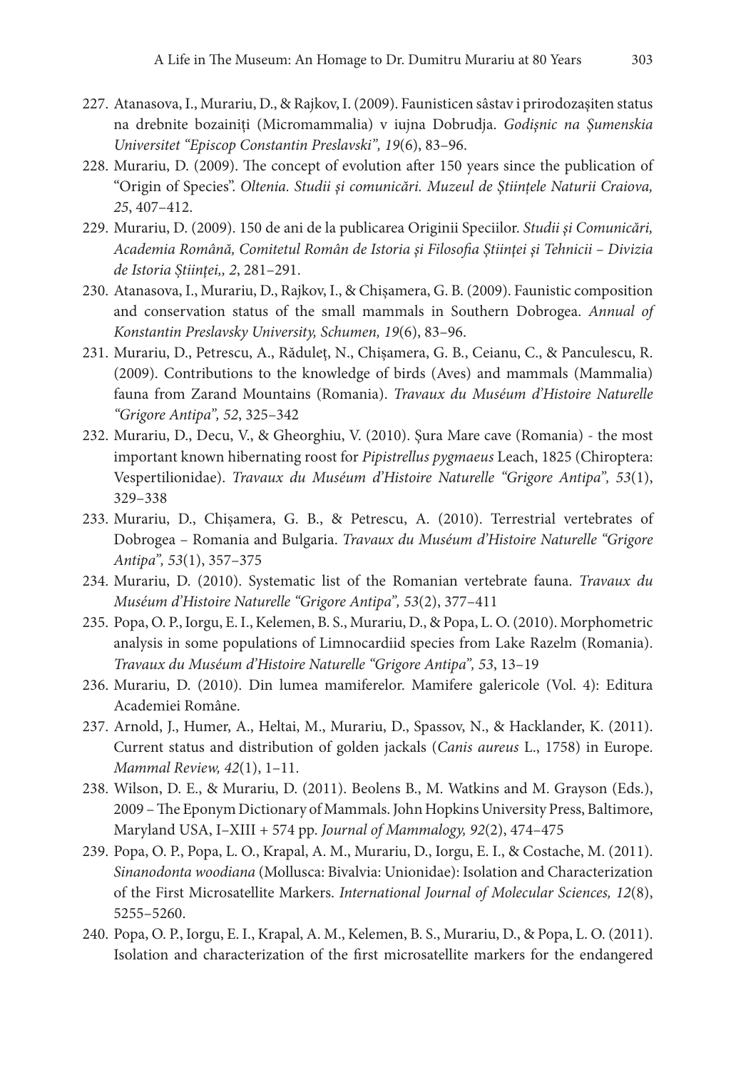227. Atanasova, I., Murariu, D., & Rajkov, I. (2009). Faunisticen sâstav i prirodozașiten status na drebnite bozainiți (Micromammalia) v iujna Dobrudja. *Godișnic na Șumenskia Universitet "Episcop Constantin Preslavski", 19*(6), 83–96.
228. Murariu, D. (2009). The concept of evolution after 150 years since the publication of "Origin of Species". *Oltenia. Studii și comunicări. Muzeul de Științele Naturii Craiova, 25*, 407–412.
229. Murariu, D. (2009). 150 de ani de la publicarea Originii Speciilor. *Studii și Comunicări, Academia Română, Comitetul Român de Istoria și Filosofia Științei și Tehnicii – Divizia de Istoria Științei,, 2*, 281–291.
230. Atanasova, I., Murariu, D., Rajkov, I., & Chișamera, G. B. (2009). Faunistic composition and conservation status of the small mammals in Southern Dobrogea. *Annual of Konstantin Preslavsky University, Schumen, 19*(6), 83–96.
231. Murariu, D., Petrescu, A., Răduleț, N., Chișamera, G. B., Ceianu, C., & Panculescu, R. (2009). Contributions to the knowledge of birds (Aves) and mammals (Mammalia) fauna from Zarand Mountains (Romania). *Travaux du Muséum d'Histoire Naturelle "Grigore Antipa", 52*, 325–342
232. Murariu, D., Decu, V., & Gheorghiu, V. (2010). Șura Mare cave (Romania) - the most important known hibernating roost for *Pipistrellus pygmaeus* Leach, 1825 (Chiroptera: Vespertilionidae). *Travaux du Muséum d'Histoire Naturelle "Grigore Antipa", 53*(1), 329–338
233. Murariu, D., Chișamera, G. B., & Petrescu, A. (2010). Terrestrial vertebrates of Dobrogea – Romania and Bulgaria. *Travaux du Muséum d'Histoire Naturelle "Grigore Antipa", 53*(1), 357–375
234. Murariu, D. (2010). Systematic list of the Romanian vertebrate fauna. *Travaux du Muséum d'Histoire Naturelle "Grigore Antipa", 53*(2), 377–411
235. Popa, O. P., Iorgu, E. I., Kelemen, B. S., Murariu, D., & Popa, L. O. (2010). Morphometric analysis in some populations of Limnocardiid species from Lake Razelm (Romania). *Travaux du Muséum d'Histoire Naturelle "Grigore Antipa", 53*, 13–19
236. Murariu, D. (2010). Din lumea mamiferelor. Mamifere galericole (Vol. 4): Editura Academiei Române.
237. Arnold, J., Humer, A., Heltai, M., Murariu, D., Spassov, N., & Hacklander, K. (2011). Current status and distribution of golden jackals (*Canis aureus* L., 1758) in Europe. *Mammal Review, 42*(1), 1–11.
238. Wilson, D. E., & Murariu, D. (2011). Beolens B., M. Watkins and M. Grayson (Eds.), 2009 – The Eponym Dictionary of Mammals. John Hopkins University Press, Baltimore, Maryland USA, I–XIII + 574 pp. *Journal of Mammalogy, 92*(2), 474–475
239. Popa, O. P., Popa, L. O., Krapal, A. M., Murariu, D., Iorgu, E. I., & Costache, M. (2011). *Sinanodonta woodiana* (Mollusca: Bivalvia: Unionidae): Isolation and Characterization of the First Microsatellite Markers. *International Journal of Molecular Sciences, 12*(8), 5255–5260.
240. Popa, O. P., Iorgu, E. I., Krapal, A. M., Kelemen, B. S., Murariu, D., & Popa, L. O. (2011). Isolation and characterization of the first microsatellite markers for the endangered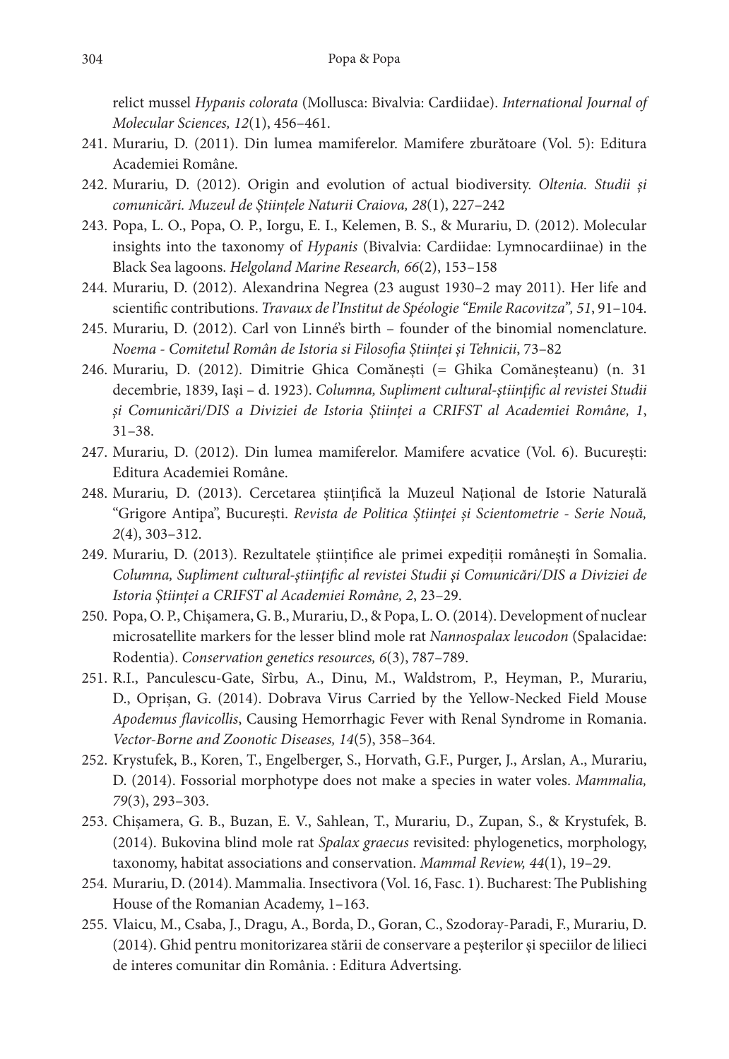relict mussel *Hypanis colorata* (Mollusca: Bivalvia: Cardiidae). *International Journal of Molecular Sciences, 12*(1), 456–461.

241. Murariu, D. (2011). Din lumea mamiferelor. Mamifere zburătoare (Vol. 5): Editura Academiei Române.
242. Murariu, D. (2012). Origin and evolution of actual biodiversity. *Oltenia. Studii şi comunicări. Muzeul de Ştiinţele Naturii Craiova, 28*(1), 227–242
243. Popa, L. O., Popa, O. P., Iorgu, E. I., Kelemen, B. S., & Murariu, D. (2012). Molecular insights into the taxonomy of *Hypanis* (Bivalvia: Cardiidae: Lymnocardiinae) in the Black Sea lagoons. *Helgoland Marine Research, 66*(2), 153–158
244. Murariu, D. (2012). Alexandrina Negrea (23 august 1930–2 may 2011). Her life and scientific contributions. *Travaux de l'Institut de Spéologie "Emile Racovitza", 51*, 91–104.
245. Murariu, D. (2012). Carl von Linné's birth – founder of the binomial nomenclature. *Noema - Comitetul Român de Istoria si Filosofia Ştiinţei şi Tehnicii*, 73–82
246. Murariu, D. (2012). Dimitrie Ghica Comăneşti (= Ghika Comăneşteanu) (n. 31 decembrie, 1839, Iaşi – d. 1923). *Columna, Supliment cultural-ştiinţific al revistei Studii şi Comunicări/DIS a Diviziei de Istoria Ştiinţei a CRIFST al Academiei Române, 1*, 31–38.
247. Murariu, D. (2012). Din lumea mamiferelor. Mamifere acvatice (Vol. 6). Bucureşti: Editura Academiei Române.
248. Murariu, D. (2013). Cercetarea ştiinţifică la Muzeul Naţional de Istorie Naturală "Grigore Antipa", Bucureşti. *Revista de Politica Ştiinţei şi Scientometrie - Serie Nouă, 2*(4), 303–312.
249. Murariu, D. (2013). Rezultatele ştiinţifice ale primei expediţii româneşti în Somalia. *Columna, Supliment cultural-ştiinţific al revistei Studii şi Comunicări/DIS a Diviziei de Istoria Ştiinţei a CRIFST al Academiei Române, 2*, 23–29.
250. Popa, O. P., Chişamera, G. B., Murariu, D., & Popa, L. O. (2014). Development of nuclear microsatellite markers for the lesser blind mole rat *Nannospalax leucodon* (Spalacidae: Rodentia). *Conservation genetics resources, 6*(3), 787–789.
251. R.I., Panculescu-Gate, Sîrbu, A., Dinu, M., Waldstrom, P., Heyman, P., Murariu, D., Oprişan, G. (2014). Dobrava Virus Carried by the Yellow-Necked Field Mouse *Apodemus flavicollis*, Causing Hemorrhagic Fever with Renal Syndrome in Romania. *Vector-Borne and Zoonotic Diseases, 14*(5), 358–364.
252. Krystufek, B., Koren, T., Engelberger, S., Horvath, G.F., Purger, J., Arslan, A., Murariu, D. (2014). Fossorial morphotype does not make a species in water voles. *Mammalia, 79*(3), 293–303.
253. Chişamera, G. B., Buzan, E. V., Sahlean, T., Murariu, D., Zupan, S., & Krystufek, B. (2014). Bukovina blind mole rat *Spalax graecus* revisited: phylogenetics, morphology, taxonomy, habitat associations and conservation. *Mammal Review, 44*(1), 19–29.
254. Murariu, D. (2014). Mammalia. Insectivora (Vol. 16, Fasc. 1). Bucharest: The Publishing House of the Romanian Academy, 1–163.
255. Vlaicu, M., Csaba, J., Dragu, A., Borda, D., Goran, C., Szodoray-Paradi, F., Murariu, D. (2014). Ghid pentru monitorizarea stării de conservare a peşterilor şi speciilor de lilieci de interes comunitar din România. : Editura Advertsing.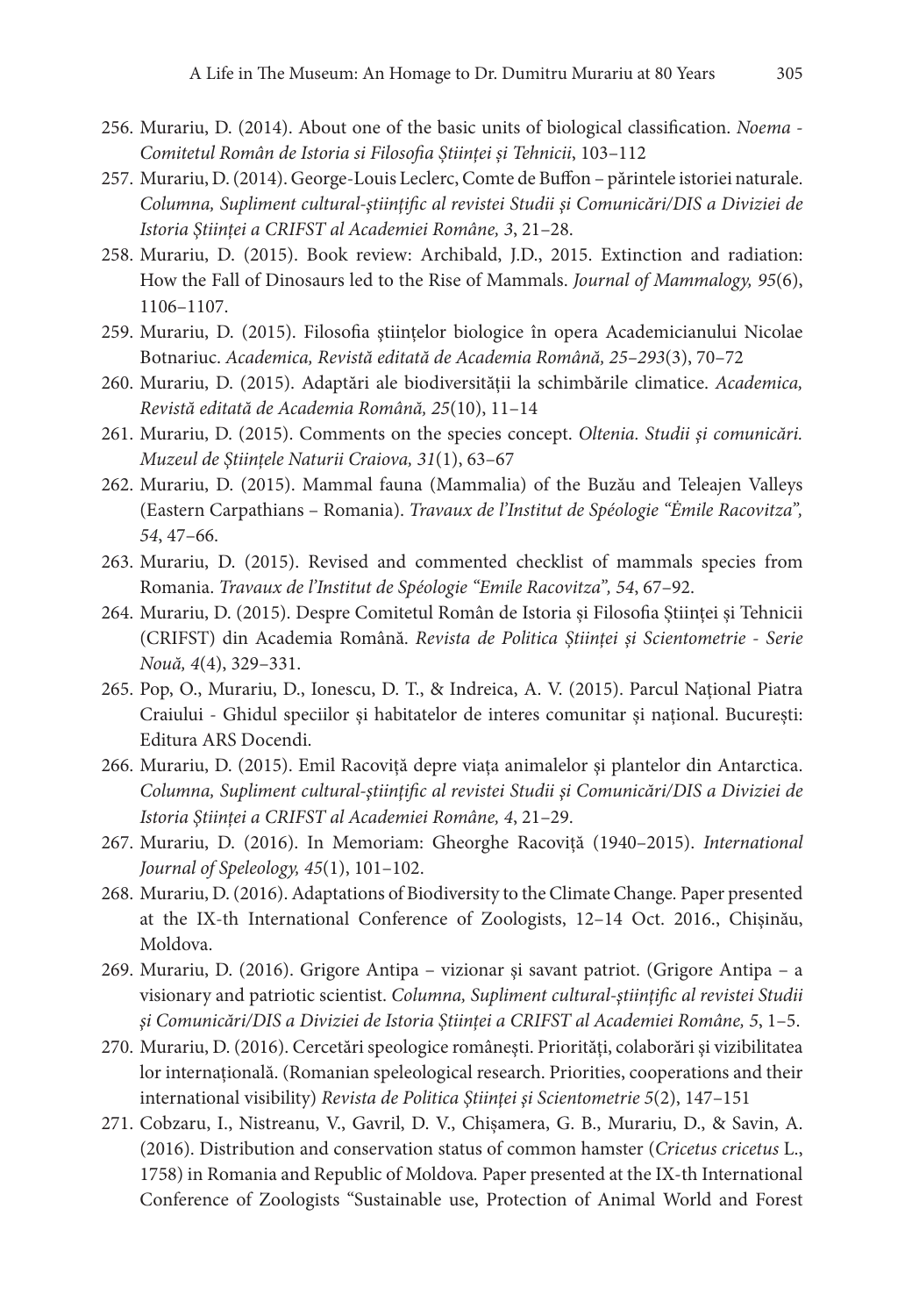256. Murariu, D. (2014). About one of the basic units of biological classification. *Noema - Comitetul Român de Istoria si Filosofia Științei și Tehnicii*, 103–112

257. Murariu, D. (2014). George-Louis Leclerc, Comte de Buffon – părintele istoriei naturale. *Columna, Supliment cultural-științific al revistei Studii și Comunicări/DIS a Diviziei de Istoria Științei a CRIFST al Academiei Române, 3*, 21–28.

258. Murariu, D. (2015). Book review: Archibald, J.D., 2015. Extinction and radiation: How the Fall of Dinosaurs led to the Rise of Mammals. *Journal of Mammalogy, 95*(6), 1106–1107.

259. Murariu, D. (2015). Filosofia științelor biologice în opera Academicianului Nicolae Botnariuc. *Academica, Revistă editată de Academia Română, 25–293*(3), 70–72

260. Murariu, D. (2015). Adaptări ale biodiversității la schimbările climatice. *Academica, Revistă editată de Academia Română, 25*(10), 11–14

261. Murariu, D. (2015). Comments on the species concept. *Oltenia. Studii și comunicări. Muzeul de Științele Naturii Craiova, 31*(1), 63–67

262. Murariu, D. (2015). Mammal fauna (Mammalia) of the Buzău and Teleajen Valleys (Eastern Carpathians – Romania). *Travaux de l'Institut de Spéologie "Ėmile Racovitza", 54*, 47–66.

263. Murariu, D. (2015). Revised and commented checklist of mammals species from Romania. *Travaux de l'Institut de Spéologie "Emile Racovitza", 54*, 67–92.

264. Murariu, D. (2015). Despre Comitetul Român de Istoria și Filosofia Științei și Tehnicii (CRIFST) din Academia Română. *Revista de Politica Științei și Scientometrie - Serie Nouă, 4*(4), 329–331.

265. Pop, O., Murariu, D., Ionescu, D. T., & Indreica, A. V. (2015). Parcul Național Piatra Craiului - Ghidul speciilor și habitatelor de interes comunitar și național. București: Editura ARS Docendi.

266. Murariu, D. (2015). Emil Racoviță depre viața animalelor și plantelor din Antarctica. *Columna, Supliment cultural-științific al revistei Studii și Comunicări/DIS a Diviziei de Istoria Științei a CRIFST al Academiei Române, 4*, 21–29.

267. Murariu, D. (2016). In Memoriam: Gheorghe Racoviță (1940–2015). *International Journal of Speleology, 45*(1), 101–102.

268. Murariu, D. (2016). Adaptations of Biodiversity to the Climate Change. Paper presented at the IX-th International Conference of Zoologists, 12–14 Oct. 2016., Chișinău, Moldova.

269. Murariu, D. (2016). Grigore Antipa – vizionar și savant patriot. (Grigore Antipa – a visionary and patriotic scientist. *Columna, Supliment cultural-științific al revistei Studii și Comunicări/DIS a Diviziei de Istoria Științei a CRIFST al Academiei Române, 5*, 1–5.

270. Murariu, D. (2016). Cercetări speologice românești. Priorități, colaborări și vizibilitatea lor internațională. (Romanian speleological research. Priorities, cooperations and their international visibility) *Revista de Politica Științei și Scientometrie 5*(2), 147–151

271. Cobzaru, I., Nistreanu, V., Gavril, D. V., Chișamera, G. B., Murariu, D., & Savin, A. (2016). Distribution and conservation status of common hamster (*Cricetus cricetus* L., 1758) in Romania and Republic of Moldova. Paper presented at the IX-th International Conference of Zoologists "Sustainable use, Protection of Animal World and Forest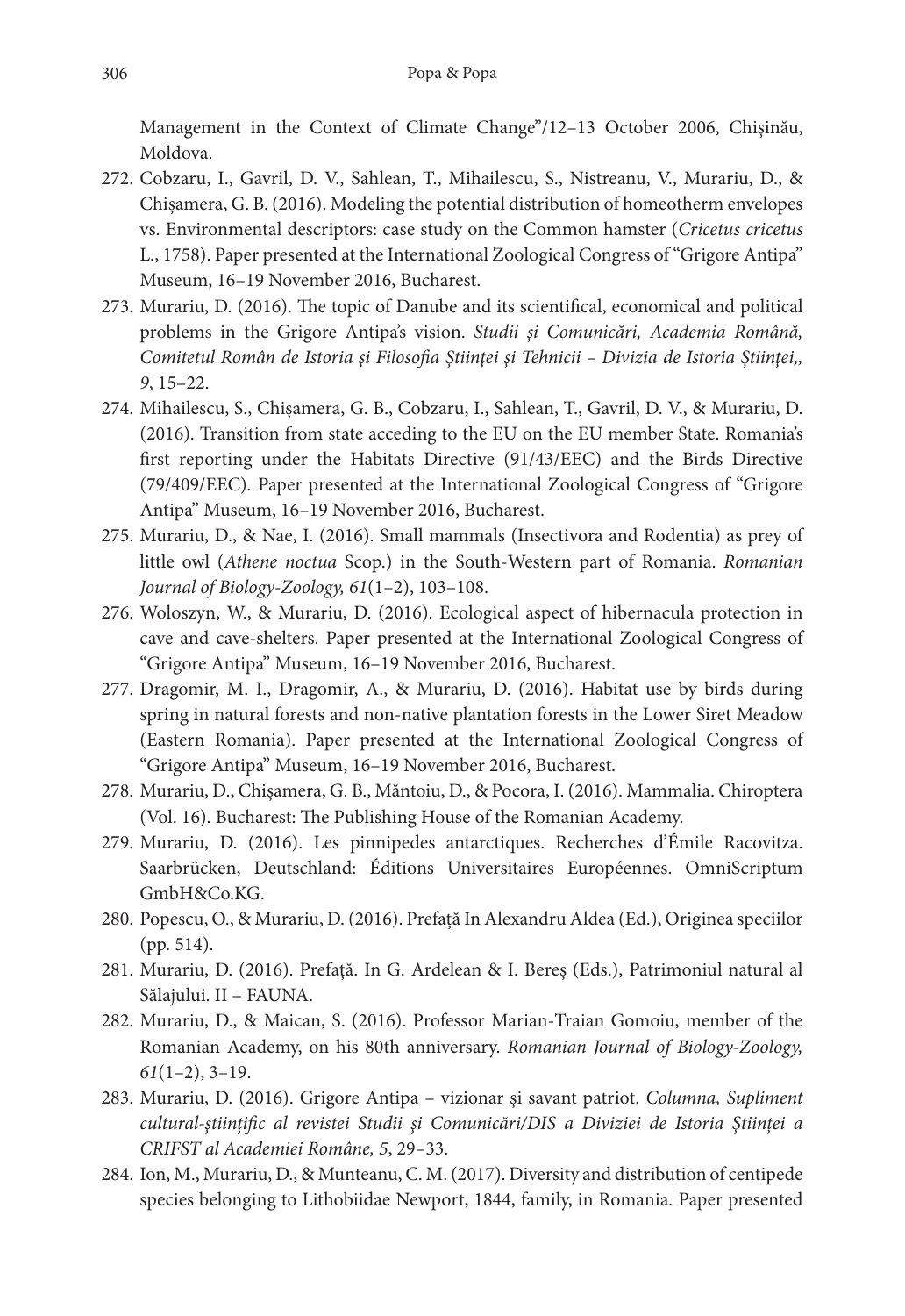Management in the Context of Climate Change"/12–13 October 2006, Chișinău, Moldova.

272. Cobzaru, I., Gavril, D. V., Sahlean, T., Mihailescu, S., Nistreanu, V., Murariu, D., & Chișamera, G. B. (2016). Modeling the potential distribution of homeotherm envelopes vs. Environmental descriptors: case study on the Common hamster (*Cricetus cricetus* L., 1758). Paper presented at the International Zoological Congress of "Grigore Antipa" Museum, 16–19 November 2016, Bucharest.
273. Murariu, D. (2016). The topic of Danube and its scientifical, economical and political problems in the Grigore Antipa's vision. *Studii și Comunicări, Academia Română, Comitetul Român de Istoria și Filosofia Științei și Tehnicii – Divizia de Istoria Științei,, 9*, 15–22.
274. Mihailescu, S., Chișamera, G. B., Cobzaru, I., Sahlean, T., Gavril, D. V., & Murariu, D. (2016). Transition from state acceding to the EU on the EU member State. Romania's first reporting under the Habitats Directive (91/43/EEC) and the Birds Directive (79/409/EEC). Paper presented at the International Zoological Congress of "Grigore Antipa" Museum, 16–19 November 2016, Bucharest.
275. Murariu, D., & Nae, I. (2016). Small mammals (Insectivora and Rodentia) as prey of little owl (*Athene noctua* Scop.) in the South-Western part of Romania. *Romanian Journal of Biology-Zoology, 61*(1–2), 103–108.
276. Woloszyn, W., & Murariu, D. (2016). Ecological aspect of hibernacula protection in cave and cave-shelters. Paper presented at the International Zoological Congress of "Grigore Antipa" Museum, 16–19 November 2016, Bucharest.
277. Dragomir, M. I., Dragomir, A., & Murariu, D. (2016). Habitat use by birds during spring in natural forests and non-native plantation forests in the Lower Siret Meadow (Eastern Romania). Paper presented at the International Zoological Congress of "Grigore Antipa" Museum, 16–19 November 2016, Bucharest.
278. Murariu, D., Chișamera, G. B., Măntoiu, D., & Pocora, I. (2016). Mammalia. Chiroptera (Vol. 16). Bucharest: The Publishing House of the Romanian Academy.
279. Murariu, D. (2016). Les pinnipedes antarctiques. Recherches d'Émile Racovitza. Saarbrücken, Deutschland: Éditions Universitaires Européennes. OmniScriptum GmbH&Co.KG.
280. Popescu, O., & Murariu, D. (2016). Prefață In Alexandru Aldea (Ed.), Originea speciilor (pp. 514).
281. Murariu, D. (2016). Prefață. In G. Ardelean & I. Bereș (Eds.), Patrimoniul natural al Sălajului. II – FAUNA.
282. Murariu, D., & Maican, S. (2016). Professor Marian-Traian Gomoiu, member of the Romanian Academy, on his 80th anniversary. *Romanian Journal of Biology-Zoology, 61*(1–2), 3–19.
283. Murariu, D. (2016). Grigore Antipa – vizionar și savant patriot. *Columna, Supliment cultural-științific al revistei Studii și Comunicări/DIS a Diviziei de Istoria Științei a CRIFST al Academiei Române, 5*, 29–33.
284. Ion, M., Murariu, D., & Munteanu, C. M. (2017). Diversity and distribution of centipede species belonging to Lithobiidae Newport, 1844, family, in Romania. Paper presented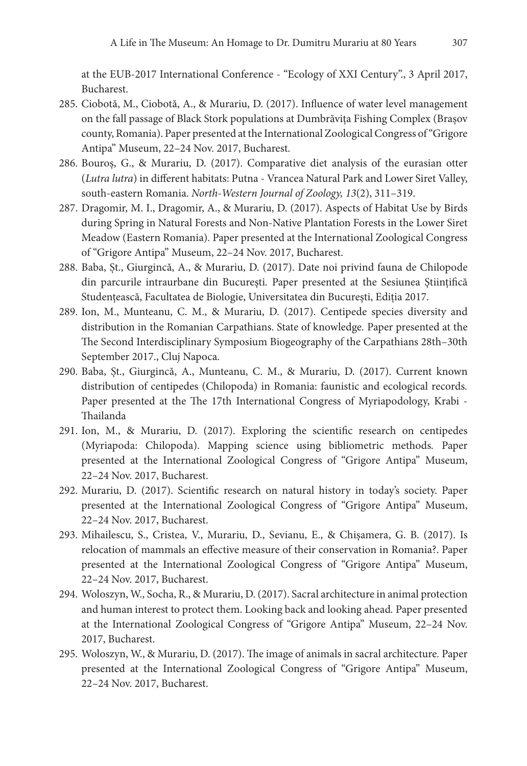at the EUB-2017 International Conference - "Ecology of XXI Century"., 3 April 2017, Bucharest.

285. Ciobotă, M., Ciobotă, A., & Murariu, D. (2017). Influence of water level management on the fall passage of Black Stork populations at Dumbrăvița Fishing Complex (Brașov county, Romania). Paper presented at the International Zoological Congress of "Grigore Antipa" Museum, 22–24 Nov. 2017, Bucharest.
286. Bouroș, G., & Murariu, D. (2017). Comparative diet analysis of the eurasian otter (*Lutra lutra*) in different habitats: Putna - Vrancea Natural Park and Lower Siret Valley, south-eastern Romania. *North-Western Journal of Zoology, 13*(2), 311–319.
287. Dragomir, M. I., Dragomir, A., & Murariu, D. (2017). Aspects of Habitat Use by Birds during Spring in Natural Forests and Non-Native Plantation Forests in the Lower Siret Meadow (Eastern Romania). Paper presented at the International Zoological Congress of "Grigore Antipa" Museum, 22–24 Nov. 2017, Bucharest.
288. Baba, Șt., Giurgincă, A., & Murariu, D. (2017). Date noi privind fauna de Chilopode din parcurile intraurbane din București. Paper presented at the Sesiunea Științifică Studențească, Facultatea de Biologie, Universitatea din București, Ediția 2017.
289. Ion, M., Munteanu, C. M., & Murariu, D. (2017). Centipede species diversity and distribution in the Romanian Carpathians. State of knowledge. Paper presented at the The Second Interdisciplinary Symposium Biogeography of the Carpathians 28th–30th September 2017., Cluj Napoca.
290. Baba, Șt., Giurgincă, A., Munteanu, C. M., & Murariu, D. (2017). Current known distribution of centipedes (Chilopoda) in Romania: faunistic and ecological records. Paper presented at the The 17th International Congress of Myriapodology, Krabi - Thailanda
291. Ion, M., & Murariu, D. (2017). Exploring the scientific research on centipedes (Myriapoda: Chilopoda). Mapping science using bibliometric methods. Paper presented at the International Zoological Congress of "Grigore Antipa" Museum, 22–24 Nov. 2017, Bucharest.
292. Murariu, D. (2017). Scientific research on natural history in today's society. Paper presented at the International Zoological Congress of "Grigore Antipa" Museum, 22–24 Nov. 2017, Bucharest.
293. Mihailescu, S., Cristea, V., Murariu, D., Sevianu, E., & Chișamera, G. B. (2017). Is relocation of mammals an effective measure of their conservation in Romania?. Paper presented at the International Zoological Congress of "Grigore Antipa" Museum, 22–24 Nov. 2017, Bucharest.
294. Woloszyn, W., Socha, R., & Murariu, D. (2017). Sacral architecture in animal protection and human interest to protect them. Looking back and looking ahead. Paper presented at the International Zoological Congress of "Grigore Antipa" Museum, 22–24 Nov. 2017, Bucharest.
295. Woloszyn, W., & Murariu, D. (2017). The image of animals in sacral architecture. Paper presented at the International Zoological Congress of "Grigore Antipa" Museum, 22–24 Nov. 2017, Bucharest.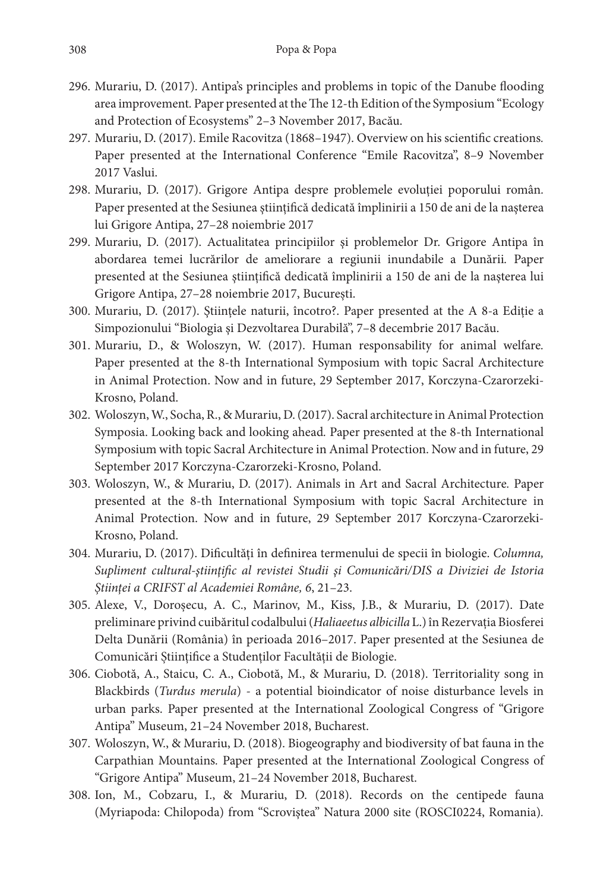296. Murariu, D. (2017). Antipa's principles and problems in topic of the Danube flooding area improvement. Paper presented at the The 12-th Edition of the Symposium "Ecology and Protection of Ecosystems" 2–3 November 2017, Bacău.
297. Murariu, D. (2017). Emile Racovitza (1868–1947). Overview on his scientific creations. Paper presented at the International Conference "Emile Racovitza", 8–9 November 2017 Vaslui.
298. Murariu, D. (2017). Grigore Antipa despre problemele evoluției poporului român. Paper presented at the Sesiunea științifică dedicată împlinirii a 150 de ani de la nașterea lui Grigore Antipa, 27–28 noiembrie 2017
299. Murariu, D. (2017). Actualitatea principiilor și problemelor Dr. Grigore Antipa în abordarea temei lucrărilor de ameliorare a regiunii inundabile a Dunării. Paper presented at the Sesiunea științifică dedicată împlinirii a 150 de ani de la nașterea lui Grigore Antipa, 27–28 noiembrie 2017, București.
300. Murariu, D. (2017). Științele naturii, încotro?. Paper presented at the A 8-a Ediție a Simpozionului "Biologia și Dezvoltarea Durabilă", 7–8 decembrie 2017 Bacău.
301. Murariu, D., & Woloszyn, W. (2017). Human responsability for animal welfare. Paper presented at the 8-th International Symposium with topic Sacral Architecture in Animal Protection. Now and in future, 29 September 2017, Korczyna-Czarorzeki-Krosno, Poland.
302. Woloszyn, W., Socha, R., & Murariu, D. (2017). Sacral architecture in Animal Protection Symposia. Looking back and looking ahead. Paper presented at the 8-th International Symposium with topic Sacral Architecture in Animal Protection. Now and in future, 29 September 2017 Korczyna-Czarorzeki-Krosno, Poland.
303. Woloszyn, W., & Murariu, D. (2017). Animals in Art and Sacral Architecture. Paper presented at the 8-th International Symposium with topic Sacral Architecture in Animal Protection. Now and in future, 29 September 2017 Korczyna-Czarorzeki-Krosno, Poland.
304. Murariu, D. (2017). Dificultăți în definirea termenului de specii în biologie. *Columna, Supliment cultural-științific al revistei Studii și Comunicări/DIS a Diviziei de Istoria Științei a CRIFST al Academiei Române, 6*, 21–23.
305. Alexe, V., Doroșecu, A. C., Marinov, M., Kiss, J.B., & Murariu, D. (2017). Date preliminare privind cuibăritul codalbului (*Haliaeetus albicilla* L.) în Rezervația Biosferei Delta Dunării (România) în perioada 2016–2017. Paper presented at the Sesiunea de Comunicări Științifice a Studenților Facultății de Biologie.
306. Ciobotă, A., Staicu, C. A., Ciobotă, M., & Murariu, D. (2018). Territoriality song in Blackbirds (*Turdus merula*) - a potential bioindicator of noise disturbance levels in urban parks. Paper presented at the International Zoological Congress of "Grigore Antipa" Museum, 21–24 November 2018, Bucharest.
307. Woloszyn, W., & Murariu, D. (2018). Biogeography and biodiversity of bat fauna in the Carpathian Mountains. Paper presented at the International Zoological Congress of "Grigore Antipa" Museum, 21–24 November 2018, Bucharest.
308. Ion, M., Cobzaru, I., & Murariu, D. (2018). Records on the centipede fauna (Myriapoda: Chilopoda) from "Scroviștea" Natura 2000 site (ROSCI0224, Romania).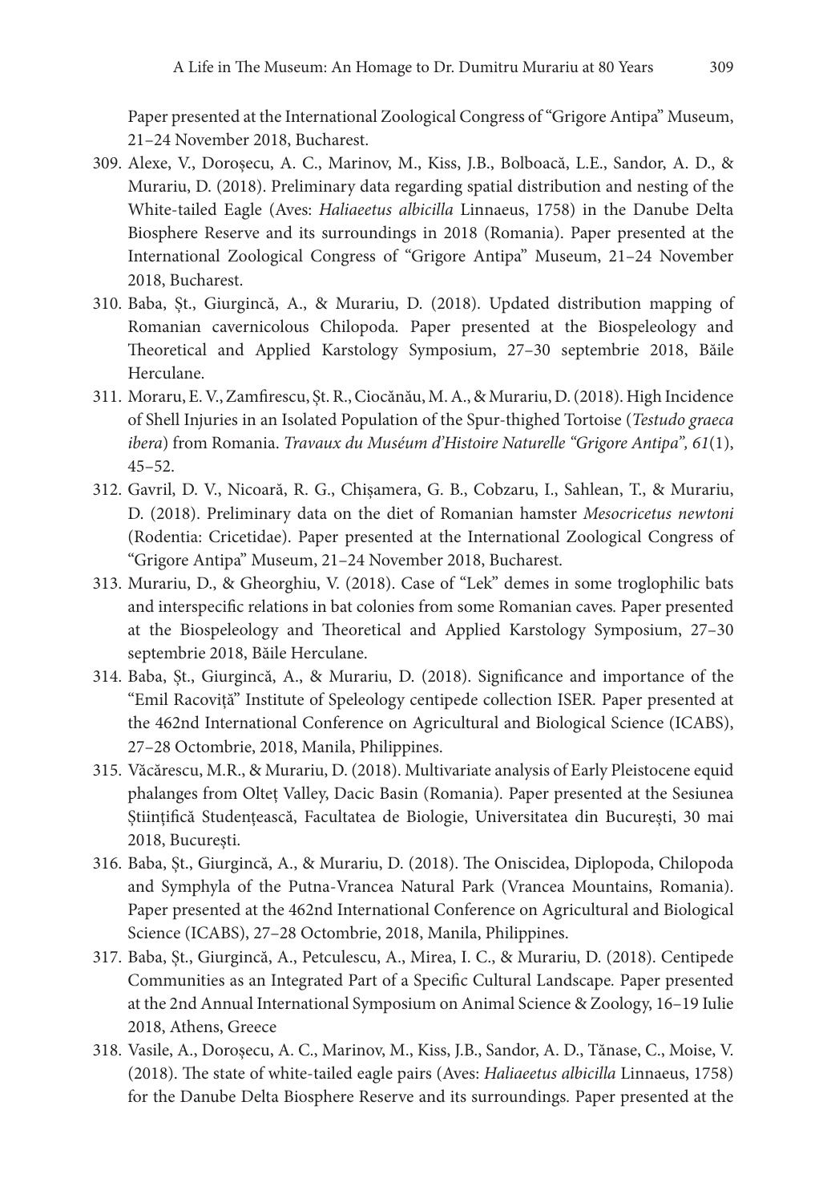Paper presented at the International Zoological Congress of "Grigore Antipa" Museum, 21–24 November 2018, Bucharest.

309. Alexe, V., Doroșecu, A. C., Marinov, M., Kiss, J.B., Bolboacă, L.E., Sandor, A. D., & Murariu, D. (2018). Preliminary data regarding spatial distribution and nesting of the White-tailed Eagle (Aves: *Haliaeetus albicilla* Linnaeus, 1758) in the Danube Delta Biosphere Reserve and its surroundings in 2018 (Romania). Paper presented at the International Zoological Congress of "Grigore Antipa" Museum, 21–24 November 2018, Bucharest.
310. Baba, Șt., Giurgincă, A., & Murariu, D. (2018). Updated distribution mapping of Romanian cavernicolous Chilopoda. Paper presented at the Biospeleology and Theoretical and Applied Karstology Symposium, 27–30 septembrie 2018, Băile Herculane.
311. Moraru, E. V., Zamfirescu, Șt. R., Ciocănău, M. A., & Murariu, D. (2018). High Incidence of Shell Injuries in an Isolated Population of the Spur-thighed Tortoise (*Testudo graeca ibera*) from Romania. *Travaux du Muséum d'Histoire Naturelle "Grigore Antipa", 61*(1), 45–52.
312. Gavril, D. V., Nicoară, R. G., Chișamera, G. B., Cobzaru, I., Sahlean, T., & Murariu, D. (2018). Preliminary data on the diet of Romanian hamster *Mesocricetus newtoni* (Rodentia: Cricetidae). Paper presented at the International Zoological Congress of "Grigore Antipa" Museum, 21–24 November 2018, Bucharest.
313. Murariu, D., & Gheorghiu, V. (2018). Case of "Lek" demes in some troglophilic bats and interspecific relations in bat colonies from some Romanian caves. Paper presented at the Biospeleology and Theoretical and Applied Karstology Symposium, 27–30 septembrie 2018, Băile Herculane.
314. Baba, Șt., Giurgincă, A., & Murariu, D. (2018). Significance and importance of the "Emil Racoviță" Institute of Speleology centipede collection ISER. Paper presented at the 462nd International Conference on Agricultural and Biological Science (ICABS), 27–28 Octombrie, 2018, Manila, Philippines.
315. Văcărescu, M.R., & Murariu, D. (2018). Multivariate analysis of Early Pleistocene equid phalanges from Olteț Valley, Dacic Basin (Romania). Paper presented at the Sesiunea Științifică Studențească, Facultatea de Biologie, Universitatea din București, 30 mai 2018, București.
316. Baba, Șt., Giurgincă, A., & Murariu, D. (2018). The Oniscidea, Diplopoda, Chilopoda and Symphyla of the Putna-Vrancea Natural Park (Vrancea Mountains, Romania). Paper presented at the 462nd International Conference on Agricultural and Biological Science (ICABS), 27–28 Octombrie, 2018, Manila, Philippines.
317. Baba, Șt., Giurgincă, A., Petculescu, A., Mirea, I. C., & Murariu, D. (2018). Centipede Communities as an Integrated Part of a Specific Cultural Landscape. Paper presented at the 2nd Annual International Symposium on Animal Science & Zoology, 16–19 Iulie 2018, Athens, Greece
318. Vasile, A., Doroșecu, A. C., Marinov, M., Kiss, J.B., Sandor, A. D., Tănase, C., Moise, V. (2018). The state of white-tailed eagle pairs (Aves: *Haliaeetus albicilla* Linnaeus, 1758) for the Danube Delta Biosphere Reserve and its surroundings. Paper presented at the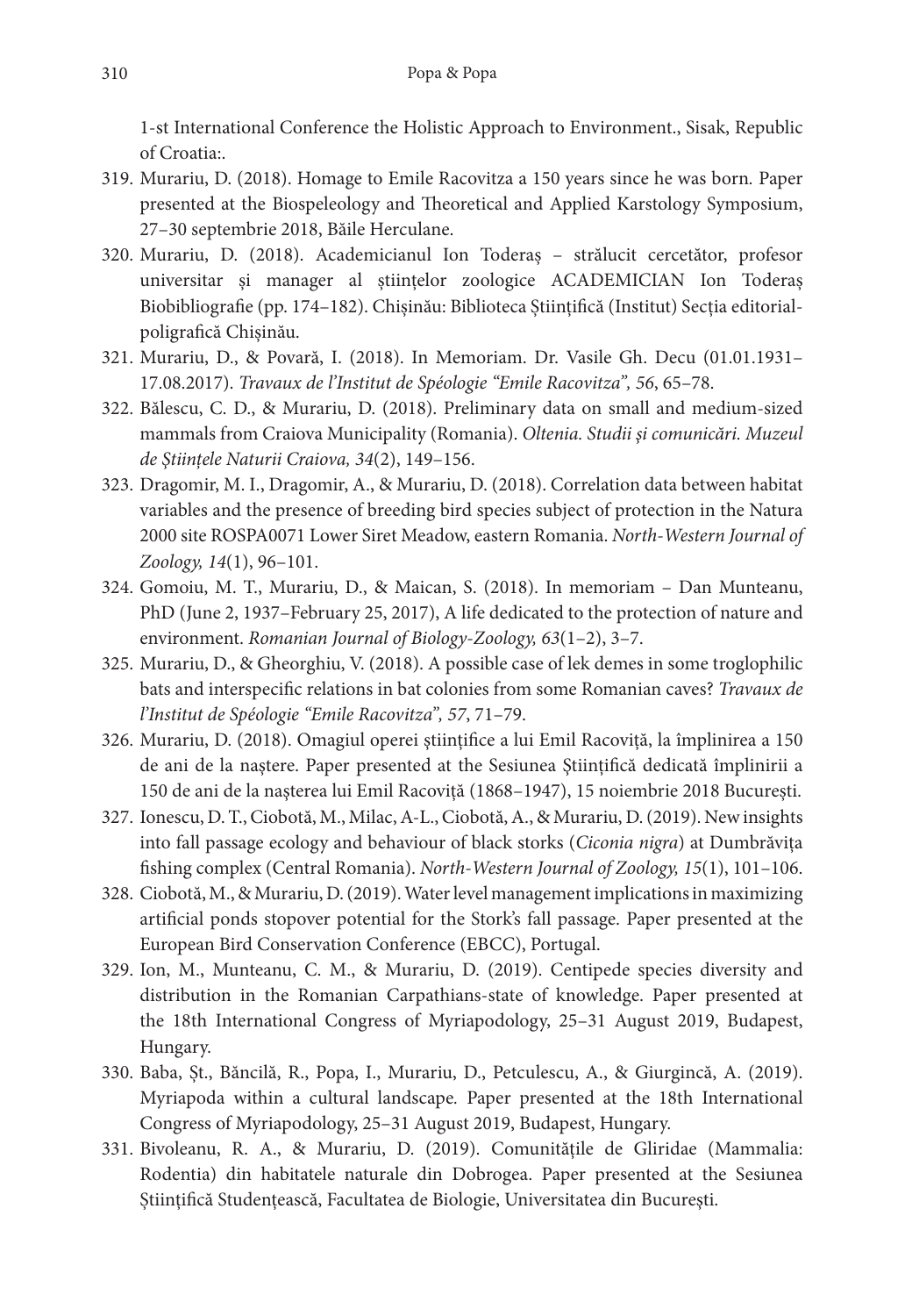1-st International Conference the Holistic Approach to Environment., Sisak, Republic of Croatia:.

319. Murariu, D. (2018). Homage to Emile Racovitza a 150 years since he was born. Paper presented at the Biospeleology and Theoretical and Applied Karstology Symposium, 27–30 septembrie 2018, Băile Herculane.
320. Murariu, D. (2018). Academicianul Ion Toderaș – strălucit cercetător, profesor universitar și manager al științelor zoologice ACADEMICIAN Ion Toderaș Biobibliografie (pp. 174–182). Chișinău: Biblioteca Științifică (Institut) Secția editorial-poligrafică Chișinău.
321. Murariu, D., & Povară, I. (2018). In Memoriam. Dr. Vasile Gh. Decu (01.01.1931–17.08.2017). *Travaux de l'Institut de Spéologie "Emile Racovitza", 56*, 65–78.
322. Bălescu, C. D., & Murariu, D. (2018). Preliminary data on small and medium-sized mammals from Craiova Municipality (Romania). *Oltenia. Studii și comunicări. Muzeul de Științele Naturii Craiova, 34*(2), 149–156.
323. Dragomir, M. I., Dragomir, A., & Murariu, D. (2018). Correlation data between habitat variables and the presence of breeding bird species subject of protection in the Natura 2000 site ROSPA0071 Lower Siret Meadow, eastern Romania. *North-Western Journal of Zoology, 14*(1), 96–101.
324. Gomoiu, M. T., Murariu, D., & Maican, S. (2018). In memoriam – Dan Munteanu, PhD (June 2, 1937–February 25, 2017), A life dedicated to the protection of nature and environment. *Romanian Journal of Biology-Zoology, 63*(1–2), 3–7.
325. Murariu, D., & Gheorghiu, V. (2018). A possible case of lek demes in some troglophilic bats and interspecific relations in bat colonies from some Romanian caves? *Travaux de l'Institut de Spéologie "Emile Racovitza", 57*, 71–79.
326. Murariu, D. (2018). Omagiul operei științifice a lui Emil Racoviță, la împlinirea a 150 de ani de la naștere. Paper presented at the Sesiunea Științifică dedicată împlinirii a 150 de ani de la nașterea lui Emil Racoviță (1868–1947), 15 noiembrie 2018 București.
327. Ionescu, D. T., Ciobotă, M., Milac, A-L., Ciobotă, A., & Murariu, D. (2019). New insights into fall passage ecology and behaviour of black storks (*Ciconia nigra*) at Dumbrăvița fishing complex (Central Romania). *North-Western Journal of Zoology, 15*(1), 101–106.
328. Ciobotă, M., & Murariu, D. (2019). Water level management implications in maximizing artificial ponds stopover potential for the Stork's fall passage. Paper presented at the European Bird Conservation Conference (EBCC), Portugal.
329. Ion, M., Munteanu, C. M., & Murariu, D. (2019). Centipede species diversity and distribution in the Romanian Carpathians-state of knowledge. Paper presented at the 18th International Congress of Myriapodology, 25–31 August 2019, Budapest, Hungary.
330. Baba, Șt., Băncilă, R., Popa, I., Murariu, D., Petculescu, A., & Giurgincă, A. (2019). Myriapoda within a cultural landscape. Paper presented at the 18th International Congress of Myriapodology, 25–31 August 2019, Budapest, Hungary.
331. Bivoleanu, R. A., & Murariu, D. (2019). Comunitățile de Gliridae (Mammalia: Rodentia) din habitatele naturale din Dobrogea. Paper presented at the Sesiunea Științifică Studențească, Facultatea de Biologie, Universitatea din București.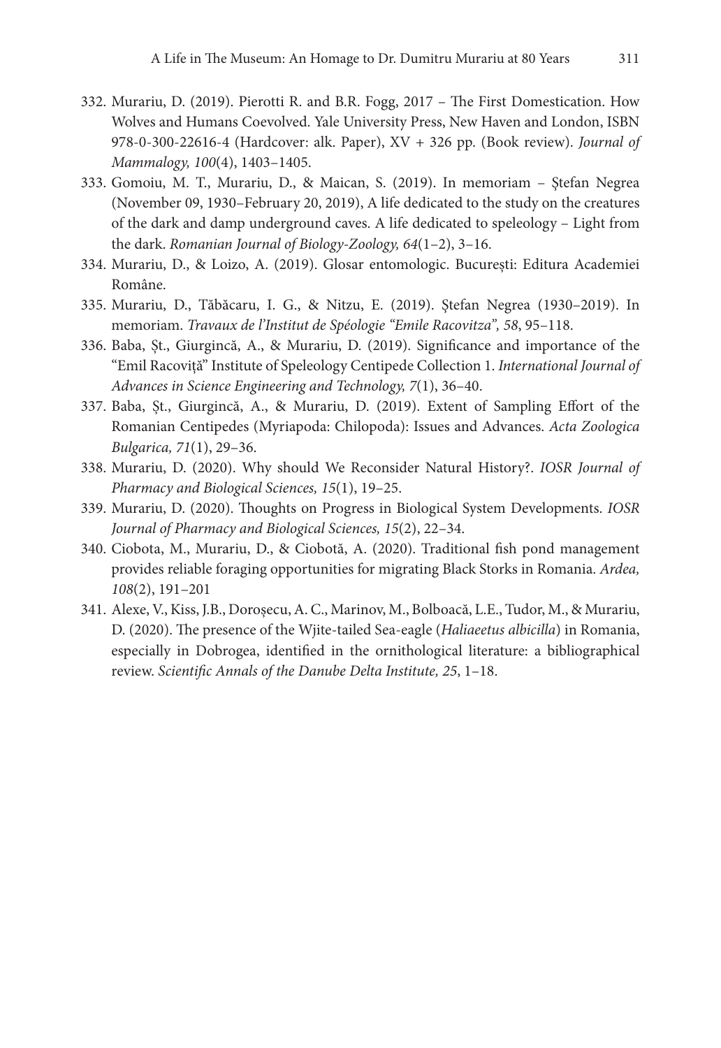332. Murariu, D. (2019). Pierotti R. and B.R. Fogg, 2017 – The First Domestication. How Wolves and Humans Coevolved. Yale University Press, New Haven and London, ISBN 978-0-300-22616-4 (Hardcover: alk. Paper), XV + 326 pp. (Book review). *Journal of Mammalogy, 100*(4), 1403–1405.
333. Gomoiu, M. T., Murariu, D., & Maican, S. (2019). In memoriam – Ştefan Negrea (November 09, 1930–February 20, 2019), A life dedicated to the study on the creatures of the dark and damp underground caves. A life dedicated to speleology – Light from the dark. *Romanian Journal of Biology-Zoology, 64*(1–2), 3–16.
334. Murariu, D., & Loizo, A. (2019). Glosar entomologic. București: Editura Academiei Române.
335. Murariu, D., Tăbăcaru, I. G., & Nitzu, E. (2019). Ştefan Negrea (1930–2019). In memoriam. *Travaux de l'Institut de Spéologie "Emile Racovitza", 58*, 95–118.
336. Baba, Şt., Giurgincă, A., & Murariu, D. (2019). Significance and importance of the "Emil Racoviță" Institute of Speleology Centipede Collection 1. *International Journal of Advances in Science Engineering and Technology, 7*(1), 36–40.
337. Baba, Şt., Giurgincă, A., & Murariu, D. (2019). Extent of Sampling Effort of the Romanian Centipedes (Myriapoda: Chilopoda): Issues and Advances. *Acta Zoologica Bulgarica, 71*(1), 29–36.
338. Murariu, D. (2020). Why should We Reconsider Natural History?. *IOSR Journal of Pharmacy and Biological Sciences, 15*(1), 19–25.
339. Murariu, D. (2020). Thoughts on Progress in Biological System Developments. *IOSR Journal of Pharmacy and Biological Sciences, 15*(2), 22–34.
340. Ciobota, M., Murariu, D., & Ciobotă, A. (2020). Traditional fish pond management provides reliable foraging opportunities for migrating Black Storks in Romania. *Ardea, 108*(2), 191–201
341. Alexe, V., Kiss, J.B., Doroșecu, A. C., Marinov, M., Bolboacă, L.E., Tudor, M., & Murariu, D. (2020). The presence of the Wjite-tailed Sea-eagle (*Haliaeetus albicilla*) in Romania, especially in Dobrogea, identified in the ornithological literature: a bibliographical review. *Scientific Annals of the Danube Delta Institute, 25*, 1–18.